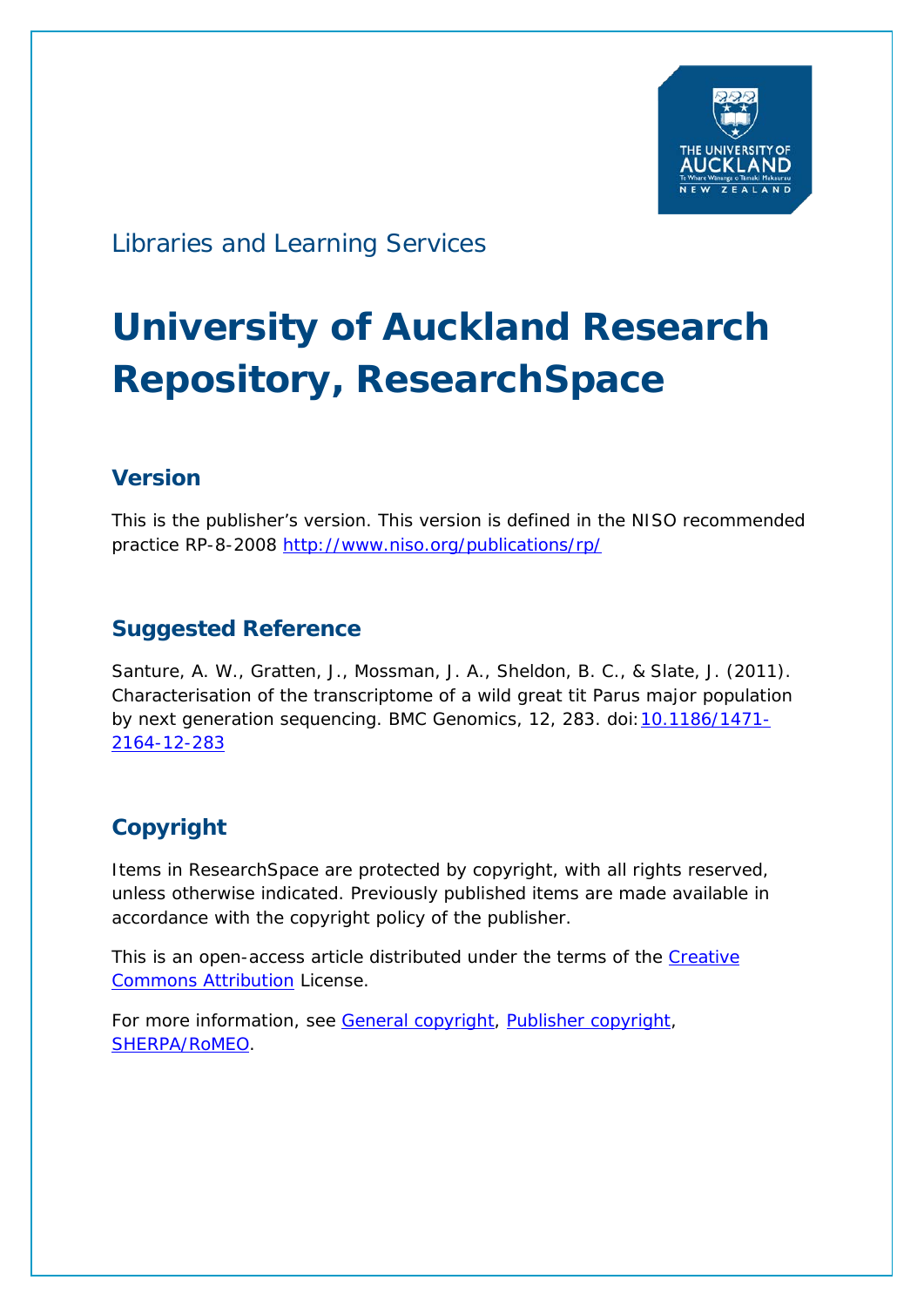Libraries and Learning Services

# University of Auckland Research Repository, ResearchSpace

## Version

This is the publisher's version. This version is defined in the NISO recommended practice RP-8-2008 http://www.niso.org/publications/rp/

## Suggested Reference

Santure, A. W., Gratten, J., Mossman, J. A., Sheldon, B. C., & Slate, J. (2011). Characterisation of the transcriptome of a wild great tit Parus major population by next generation sequencing. BMC Genomics, 12, 283. doi:10.1186/1471-2164-12-283

## Copyright

Items in ResearchSpace are protected by copyright, with all rights reserved, unless otherwise indicated. Previously published items are made available in accordance with the copyright policy of the publisher.

This is an open-access article distributed under the terms of the Creative Commons Attribution License.

For more information, see General copyright, Publisher copyright, SHERPA/RoMEO.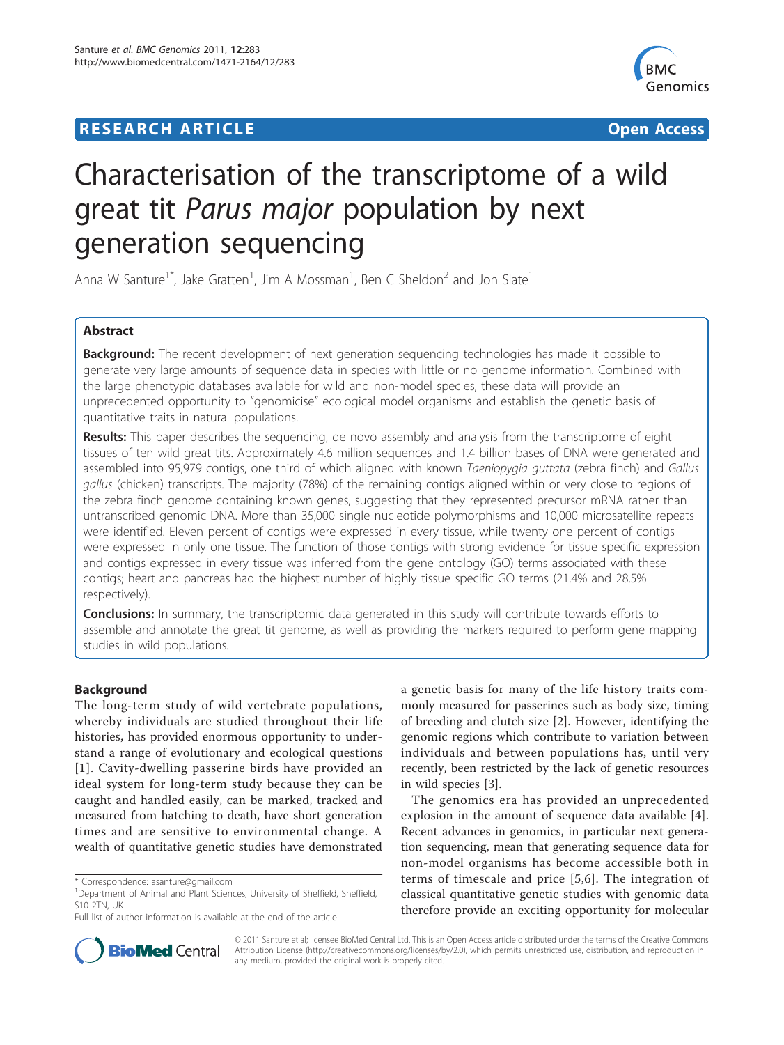# Characterisation of the transcriptome of a wild great tit *Parus major* population by next generation sequencing

Anna W Santure[1*], Jake Gratten[1], Jim A Mossman[1], Ben C Sheldon[2] and Jon Slate[1]

## Abstract

**Background:** The recent development of next generation sequencing technologies has made it possible to generate very large amounts of sequence data in species with little or no genome information. Combined with the large phenotypic databases available for wild and non-model species, these data will provide an unprecedented opportunity to "genomicise" ecological model organisms and establish the genetic basis of quantitative traits in natural populations.

**Results:** This paper describes the sequencing, de novo assembly and analysis from the transcriptome of eight tissues of ten wild great tits. Approximately 4.6 million sequences and 1.4 billion bases of DNA were generated and assembled into 95,979 contigs, one third of which aligned with known *Taeniopygia guttata* (zebra finch) and *Gallus gallus* (chicken) transcripts. The majority (78%) of the remaining contigs aligned within or very close to regions of the zebra finch genome containing known genes, suggesting that they represented precursor mRNA rather than untranscribed genomic DNA. More than 35,000 single nucleotide polymorphisms and 10,000 microsatellite repeats were identified. Eleven percent of contigs were expressed in every tissue, while twenty one percent of contigs were expressed in only one tissue. The function of those contigs with strong evidence for tissue specific expression and contigs expressed in every tissue was inferred from the gene ontology (GO) terms associated with these contigs; heart and pancreas had the highest number of highly tissue specific GO terms (21.4% and 28.5% respectively).

**Conclusions:** In summary, the transcriptomic data generated in this study will contribute towards efforts to assemble and annotate the great tit genome, as well as providing the markers required to perform gene mapping studies in wild populations.

## Background

The long-term study of wild vertebrate populations, whereby individuals are studied throughout their life histories, has provided enormous opportunity to understand a range of evolutionary and ecological questions [1]. Cavity-dwelling passerine birds have provided an ideal system for long-term study because they can be caught and handled easily, can be marked, tracked and measured from hatching to death, have short generation times and are sensitive to environmental change. A wealth of quantitative genetic studies have demonstrated a genetic basis for many of the life history traits commonly measured for passerines such as body size, timing of breeding and clutch size [2]. However, identifying the genomic regions which contribute to variation between individuals and between populations has, until very recently, been restricted by the lack of genetic resources in wild species [3].

The genomics era has provided an unprecedented explosion in the amount of sequence data available [4]. Recent advances in genomics, in particular next generation sequencing, mean that generating sequence data for non-model organisms has become accessible both in terms of timescale and price [5,6]. The integration of classical quantitative genetic studies with genomic data therefore provide an exciting opportunity for molecular

\* Correspondence: asanture@gmail.com
[1]Department of Animal and Plant Sciences, University of Sheffield, Sheffield, S10 2TN, UK
Full list of author information is available at the end of the article

© 2011 Santure et al; licensee BioMed Central Ltd. This is an Open Access article distributed under the terms of the Creative Commons Attribution License (http://creativecommons.org/licenses/by/2.0), which permits unrestricted use, distribution, and reproduction in any medium, provided the original work is properly cited.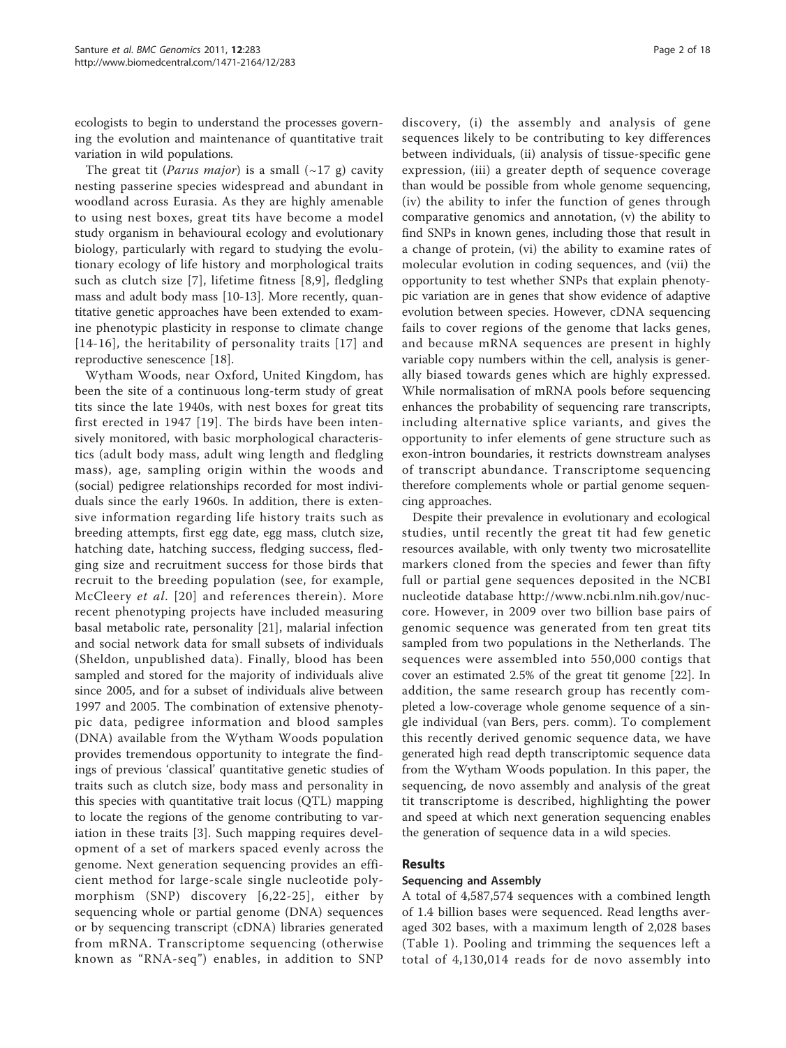ecologists to begin to understand the processes governing the evolution and maintenance of quantitative trait variation in wild populations.

The great tit (*Parus major*) is a small (~17 g) cavity nesting passerine species widespread and abundant in woodland across Eurasia. As they are highly amenable to using nest boxes, great tits have become a model study organism in behavioural ecology and evolutionary biology, particularly with regard to studying the evolutionary ecology of life history and morphological traits such as clutch size [7], lifetime fitness [8,9], fledgling mass and adult body mass [10-13]. More recently, quantitative genetic approaches have been extended to examine phenotypic plasticity in response to climate change [14-16], the heritability of personality traits [17] and reproductive senescence [18].

Wytham Woods, near Oxford, United Kingdom, has been the site of a continuous long-term study of great tits since the late 1940s, with nest boxes for great tits first erected in 1947 [19]. The birds have been intensively monitored, with basic morphological characteristics (adult body mass, adult wing length and fledgling mass), age, sampling origin within the woods and (social) pedigree relationships recorded for most individuals since the early 1960s. In addition, there is extensive information regarding life history traits such as breeding attempts, first egg date, egg mass, clutch size, hatching date, hatching success, fledging success, fledging size and recruitment success for those birds that recruit to the breeding population (see, for example, McCleery *et al*. [20] and references therein). More recent phenotyping projects have included measuring basal metabolic rate, personality [21], malarial infection and social network data for small subsets of individuals (Sheldon, unpublished data). Finally, blood has been sampled and stored for the majority of individuals alive since 2005, and for a subset of individuals alive between 1997 and 2005. The combination of extensive phenotypic data, pedigree information and blood samples (DNA) available from the Wytham Woods population provides tremendous opportunity to integrate the findings of previous 'classical' quantitative genetic studies of traits such as clutch size, body mass and personality in this species with quantitative trait locus (QTL) mapping to locate the regions of the genome contributing to variation in these traits [3]. Such mapping requires development of a set of markers spaced evenly across the genome. Next generation sequencing provides an efficient method for large-scale single nucleotide polymorphism (SNP) discovery [6,22-25], either by sequencing whole or partial genome (DNA) sequences or by sequencing transcript (cDNA) libraries generated from mRNA. Transcriptome sequencing (otherwise known as "RNA-seq") enables, in addition to SNP discovery, (i) the assembly and analysis of gene sequences likely to be contributing to key differences between individuals, (ii) analysis of tissue-specific gene expression, (iii) a greater depth of sequence coverage than would be possible from whole genome sequencing, (iv) the ability to infer the function of genes through comparative genomics and annotation, (v) the ability to find SNPs in known genes, including those that result in a change of protein, (vi) the ability to examine rates of molecular evolution in coding sequences, and (vii) the opportunity to test whether SNPs that explain phenotypic variation are in genes that show evidence of adaptive evolution between species. However, cDNA sequencing fails to cover regions of the genome that lacks genes, and because mRNA sequences are present in highly variable copy numbers within the cell, analysis is generally biased towards genes which are highly expressed. While normalisation of mRNA pools before sequencing enhances the probability of sequencing rare transcripts, including alternative splice variants, and gives the opportunity to infer elements of gene structure such as exon-intron boundaries, it restricts downstream analyses of transcript abundance. Transcriptome sequencing therefore complements whole or partial genome sequencing approaches.

Despite their prevalence in evolutionary and ecological studies, until recently the great tit had few genetic resources available, with only twenty two microsatellite markers cloned from the species and fewer than fifty full or partial gene sequences deposited in the NCBI nucleotide database http://www.ncbi.nlm.nih.gov/nuccore. However, in 2009 over two billion base pairs of genomic sequence was generated from ten great tits sampled from two populations in the Netherlands. The sequences were assembled into 550,000 contigs that cover an estimated 2.5% of the great tit genome [22]. In addition, the same research group has recently completed a low-coverage whole genome sequence of a single individual (van Bers, pers. comm). To complement this recently derived genomic sequence data, we have generated high read depth transcriptomic sequence data from the Wytham Woods population. In this paper, the sequencing, de novo assembly and analysis of the great tit transcriptome is described, highlighting the power and speed at which next generation sequencing enables the generation of sequence data in a wild species.

## Results

### Sequencing and Assembly

A total of 4,587,574 sequences with a combined length of 1.4 billion bases were sequenced. Read lengths averaged 302 bases, with a maximum length of 2,028 bases (Table 1). Pooling and trimming the sequences left a total of 4,130,014 reads for de novo assembly into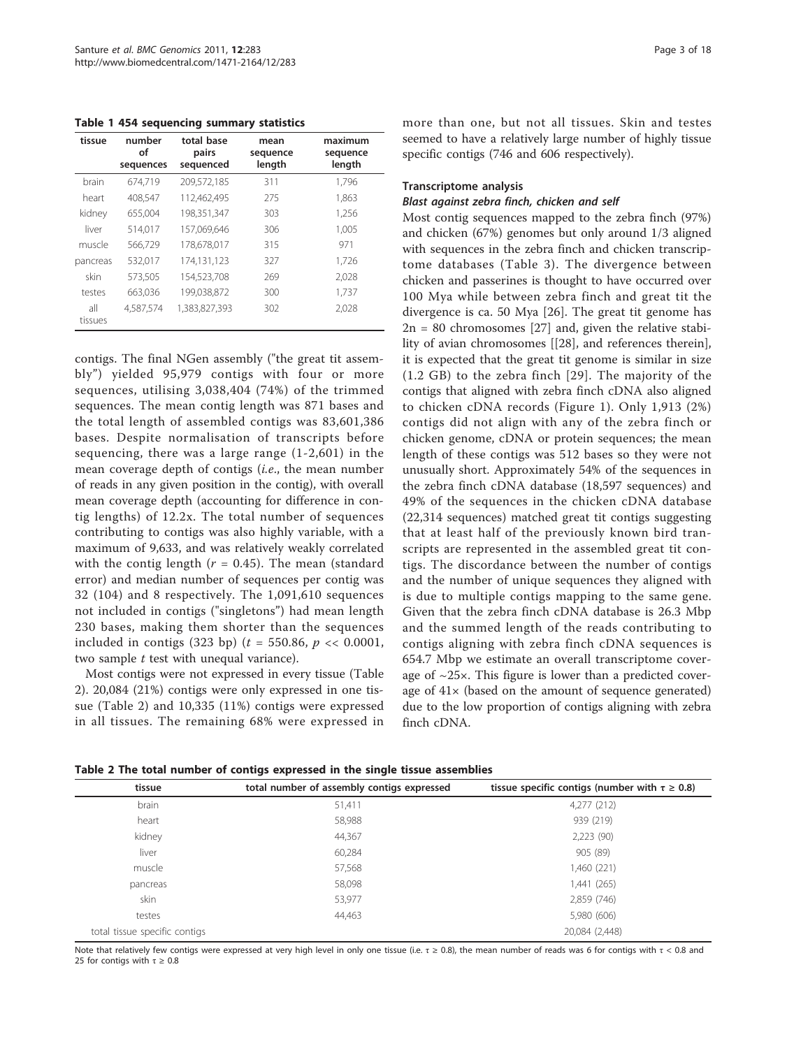**Table 1 454 sequencing summary statistics**

| tissue | number of sequences | total base pairs sequenced | mean sequence length | maximum sequence length |
|---|---|---|---|---|
| brain | 674,719 | 209,572,185 | 311 | 1,796 |
| heart | 408,547 | 112,462,495 | 275 | 1,863 |
| kidney | 655,004 | 198,351,347 | 303 | 1,256 |
| liver | 514,017 | 157,069,646 | 306 | 1,005 |
| muscle | 566,729 | 178,678,017 | 315 | 971 |
| pancreas | 532,017 | 174,131,123 | 327 | 1,726 |
| skin | 573,505 | 154,523,708 | 269 | 2,028 |
| testes | 663,036 | 199,038,872 | 300 | 1,737 |
| all tissues | 4,587,574 | 1,383,827,393 | 302 | 2,028 |

contigs. The final NGen assembly ("the great tit assembly") yielded 95,979 contigs with four or more sequences, utilising 3,038,404 (74%) of the trimmed sequences. The mean contig length was 871 bases and the total length of assembled contigs was 83,601,386 bases. Despite normalisation of transcripts before sequencing, there was a large range (1-2,601) in the mean coverage depth of contigs (*i.e.*, the mean number of reads in any given position in the contig), with overall mean coverage depth (accounting for difference in contig lengths) of 12.2x. The total number of sequences contributing to contigs was also highly variable, with a maximum of 9,633, and was relatively weakly correlated with the contig length ($r = 0.45$). The mean (standard error) and median number of sequences per contig was 32 (104) and 8 respectively. The 1,091,610 sequences not included in contigs ("singletons") had mean length 230 bases, making them shorter than the sequences included in contigs (323 bp) ($t = 550.86$, $p << 0.0001$, two sample $t$ test with unequal variance).

Most contigs were not expressed in every tissue (Table 2). 20,084 (21%) contigs were only expressed in one tissue (Table 2) and 10,335 (11%) contigs were expressed in all tissues. The remaining 68% were expressed in more than one, but not all tissues. Skin and testes seemed to have a relatively large number of highly tissue specific contigs (746 and 606 respectively).

## Transcriptome analysis

### *Blast against zebra finch, chicken and self*

Most contig sequences mapped to the zebra finch (97%) and chicken (67%) genomes but only around 1/3 aligned with sequences in the zebra finch and chicken transcriptome databases (Table 3). The divergence between chicken and passerines is thought to have occurred over 100 Mya while between zebra finch and great tit the divergence is ca. 50 Mya [26]. The great tit genome has 2n = 80 chromosomes [27] and, given the relative stability of avian chromosomes [[28], and references therein], it is expected that the great tit genome is similar in size (1.2 GB) to the zebra finch [29]. The majority of the contigs that aligned with zebra finch cDNA also aligned to chicken cDNA records (Figure 1). Only 1,913 (2%) contigs did not align with any of the zebra finch or chicken genome, cDNA or protein sequences; the mean length of these contigs was 512 bases so they were not unusually short. Approximately 54% of the sequences in the zebra finch cDNA database (18,597 sequences) and 49% of the sequences in the chicken cDNA database (22,314 sequences) matched great tit contigs suggesting that at least half of the previously known bird transcripts are represented in the assembled great tit contigs. The discordance between the number of contigs and the number of unique sequences they aligned with is due to multiple contigs mapping to the same gene. Given that the zebra finch cDNA database is 26.3 Mbp and the summed length of the reads contributing to contigs aligning with zebra finch cDNA sequences is 654.7 Mbp we estimate an overall transcriptome coverage of ~25×. This figure is lower than a predicted coverage of 41× (based on the amount of sequence generated) due to the low proportion of contigs aligning with zebra finch cDNA.

**Table 2 The total number of contigs expressed in the single tissue assemblies**

| tissue | total number of assembly contigs expressed | tissue specific contigs (number with $\tau \geq 0.8$) |
|---|---|---|
| brain | 51,411 | 4,277 (212) |
| heart | 58,988 | 939 (219) |
| kidney | 44,367 | 2,223 (90) |
| liver | 60,284 | 905 (89) |
| muscle | 57,568 | 1,460 (221) |
| pancreas | 58,098 | 1,441 (265) |
| skin | 53,977 | 2,859 (746) |
| testes | 44,463 | 5,980 (606) |
| total tissue specific contigs | | 20,084 (2,448) |

Note that relatively few contigs were expressed at very high level in only one tissue (i.e. $\tau \geq 0.8$), the mean number of reads was 6 for contigs with $\tau < 0.8$ and 25 for contigs with $\tau \geq 0.8$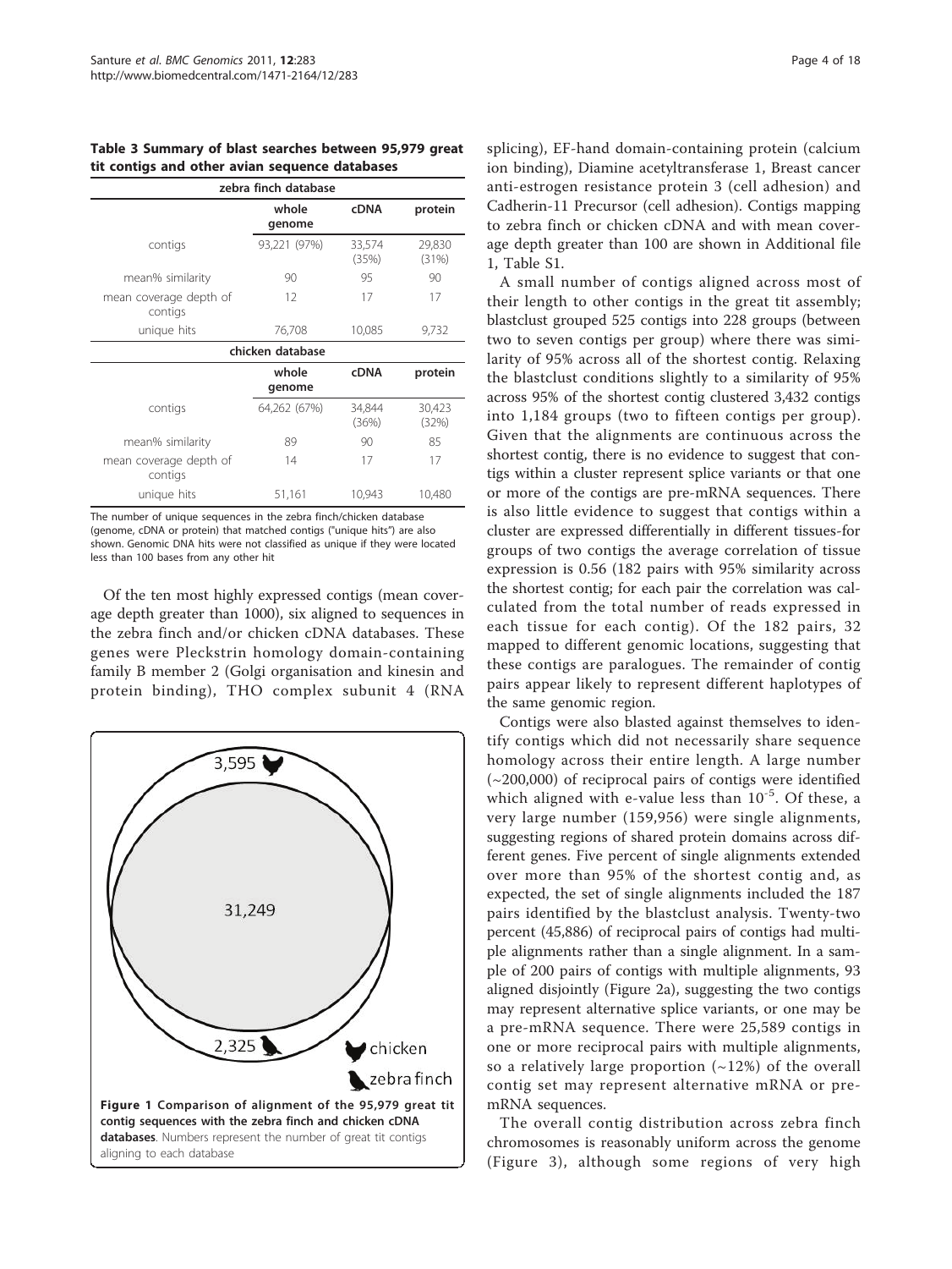**Table 3 Summary of blast searches between 95,979 great tit contigs and other avian sequence databases**

| zebra finch database | | | |
|---|---|---|---|
| | whole genome | cDNA | protein |
| contigs | 93,221 (97%) | 33,574 (35%) | 29,830 (31%) |
| mean% similarity | 90 | 95 | 90 |
| mean coverage depth of contigs | 12 | 17 | 17 |
| unique hits | 76,708 | 10,085 | 9,732 |
| **chicken database** | | | |
| | whole genome | cDNA | protein |
| contigs | 64,262 (67%) | 34,844 (36%) | 30,423 (32%) |
| mean% similarity | 89 | 90 | 85 |
| mean coverage depth of contigs | 14 | 17 | 17 |
| unique hits | 51,161 | 10,943 | 10,480 |

The number of unique sequences in the zebra finch/chicken database (genome, cDNA or protein) that matched contigs ("unique hits") are also shown. Genomic DNA hits were not classified as unique if they were located less than 100 bases from any other hit

Of the ten most highly expressed contigs (mean coverage depth greater than 1000), six aligned to sequences in the zebra finch and/or chicken cDNA databases. These genes were Pleckstrin homology domain-containing family B member 2 (Golgi organisation and kinesin and protein binding), THO complex subunit 4 (RNA splicing), EF-hand domain-containing protein (calcium ion binding), Diamine acetyltransferase 1, Breast cancer anti-estrogen resistance protein 3 (cell adhesion) and Cadherin-11 Precursor (cell adhesion). Contigs mapping to zebra finch or chicken cDNA and with mean coverage depth greater than 100 are shown in Additional file 1, Table S1.

**Figure 1 Comparison of alignment of the 95,979 great tit contig sequences with the zebra finch and chicken cDNA databases**. Numbers represent the number of great tit contigs aligning to each database

A small number of contigs aligned across most of their length to other contigs in the great tit assembly; blastclust grouped 525 contigs into 228 groups (between two to seven contigs per group) where there was similarity of 95% across all of the shortest contig. Relaxing the blastclust conditions slightly to a similarity of 95% across 95% of the shortest contig clustered 3,432 contigs into 1,184 groups (two to fifteen contigs per group). Given that the alignments are continuous across the shortest contig, there is no evidence to suggest that contigs within a cluster represent splice variants or that one or more of the contigs are pre-mRNA sequences. There is also little evidence to suggest that contigs within a cluster are expressed differentially in different tissues-for groups of two contigs the average correlation of tissue expression is 0.56 (182 pairs with 95% similarity across the shortest contig; for each pair the correlation was calculated from the total number of reads expressed in each tissue for each contig). Of the 182 pairs, 32 mapped to different genomic locations, suggesting that these contigs are paralogues. The remainder of contig pairs appear likely to represent different haplotypes of the same genomic region.

Contigs were also blasted against themselves to identify contigs which did not necessarily share sequence homology across their entire length. A large number (~200,000) of reciprocal pairs of contigs were identified which aligned with e-value less than $10^{-5}$. Of these, a very large number (159,956) were single alignments, suggesting regions of shared protein domains across different genes. Five percent of single alignments extended over more than 95% of the shortest contig and, as expected, the set of single alignments included the 187 pairs identified by the blastclust analysis. Twenty-two percent (45,886) of reciprocal pairs of contigs had multiple alignments rather than a single alignment. In a sample of 200 pairs of contigs with multiple alignments, 93 aligned disjointly (Figure 2a), suggesting the two contigs may represent alternative splice variants, or one may be a pre-mRNA sequence. There were 25,589 contigs in one or more reciprocal pairs with multiple alignments, so a relatively large proportion (~12%) of the overall contig set may represent alternative mRNA or pre-mRNA sequences.

The overall contig distribution across zebra finch chromosomes is reasonably uniform across the genome (Figure 3), although some regions of very high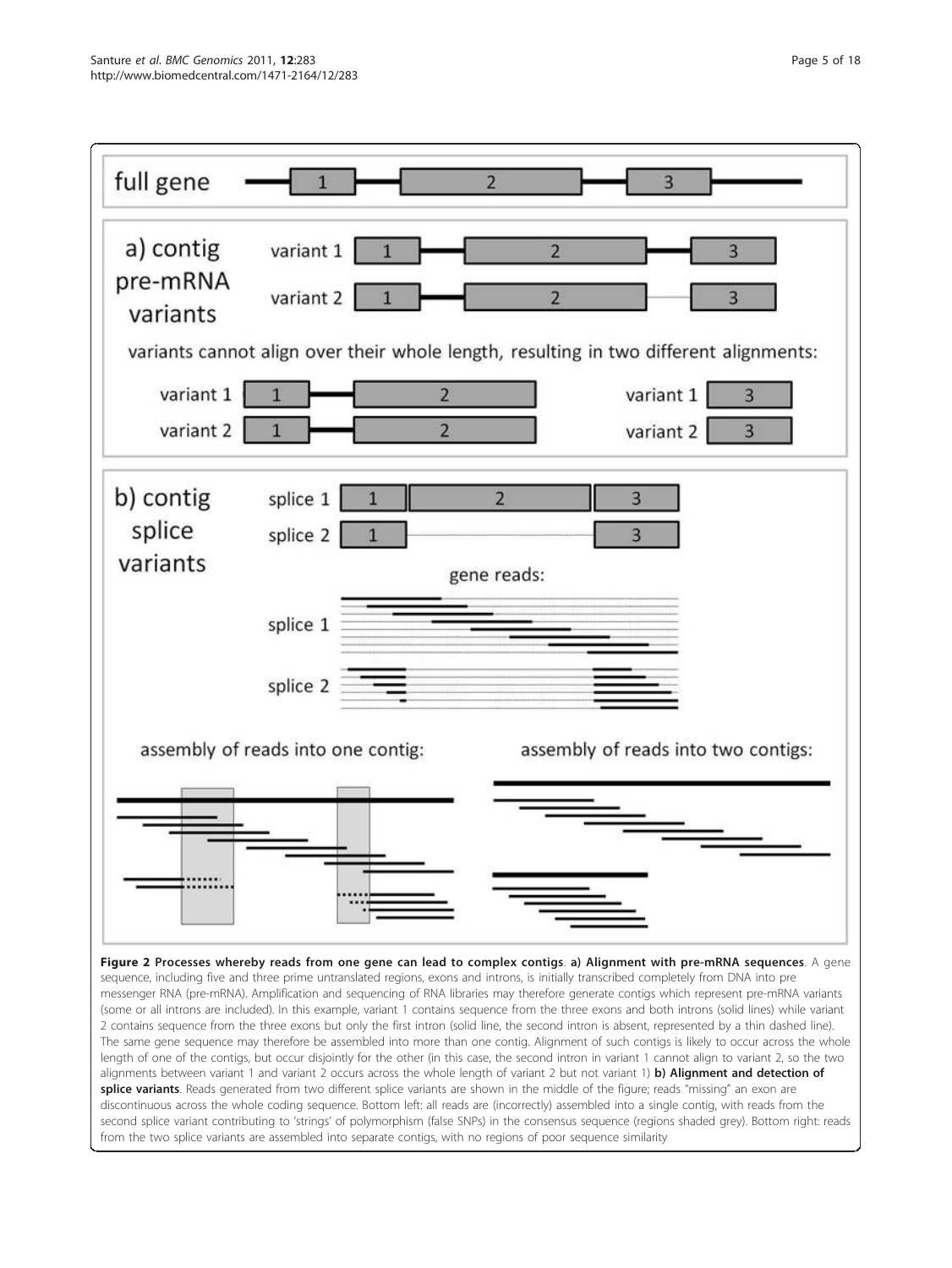**Figure 2 Processes whereby reads from one gene can lead to complex contigs**. **a) Alignment with pre-mRNA sequences**. A gene sequence, including five and three prime untranslated regions, exons and introns, is initially transcribed completely from DNA into pre messenger RNA (pre-mRNA). Amplification and sequencing of RNA libraries may therefore generate contigs which represent pre-mRNA variants (some or all introns are included). In this example, variant 1 contains sequence from the three exons and both introns (solid lines) while variant 2 contains sequence from the three exons but only the first intron (solid line, the second intron is absent, represented by a thin dashed line). The same gene sequence may therefore be assembled into more than one contig. Alignment of such contigs is likely to occur across the whole length of one of the contigs, but occur disjointly for the other (in this case, the second intron in variant 1 cannot align to variant 2, so the two alignments between variant 1 and variant 2 occurs across the whole length of variant 2 but not variant 1) **b) Alignment and detection of splice variants**. Reads generated from two different splice variants are shown in the middle of the figure; reads "missing" an exon are discontinuous across the whole coding sequence. Bottom left: all reads are (incorrectly) assembled into a single contig, with reads from the second splice variant contributing to 'strings' of polymorphism (false SNPs) in the consensus sequence (regions shaded grey). Bottom right: reads from the two splice variants are assembled into separate contigs, with no regions of poor sequence similarity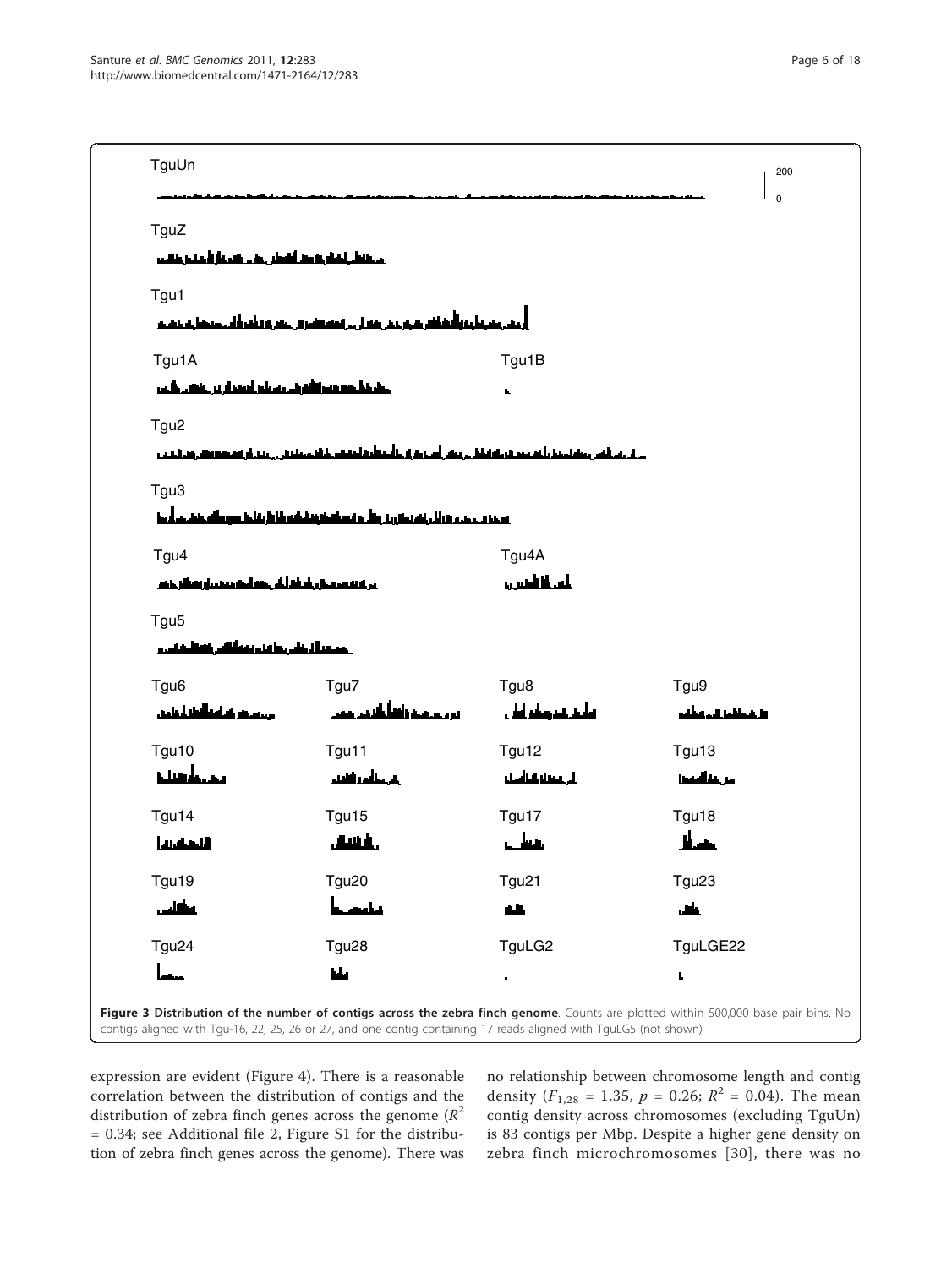**Figure 3 Distribution of the number of contigs across the zebra finch genome**. Counts are plotted within 500,000 base pair bins. No contigs aligned with Tgu-16, 22, 25, 26 or 27, and one contig containing 17 reads aligned with TguLG5 (not shown)

expression are evident (Figure 4). There is a reasonable correlation between the distribution of contigs and the distribution of zebra finch genes across the genome ($R^2$ = 0.34; see Additional file 2, Figure S1 for the distribution of zebra finch genes across the genome). There was no relationship between chromosome length and contig density ($F_{1,28}$ = 1.35, $p$ = 0.26; $R^2$ = 0.04). The mean contig density across chromosomes (excluding TguUn) is 83 contigs per Mbp. Despite a higher gene density on zebra finch microchromosomes [30], there was no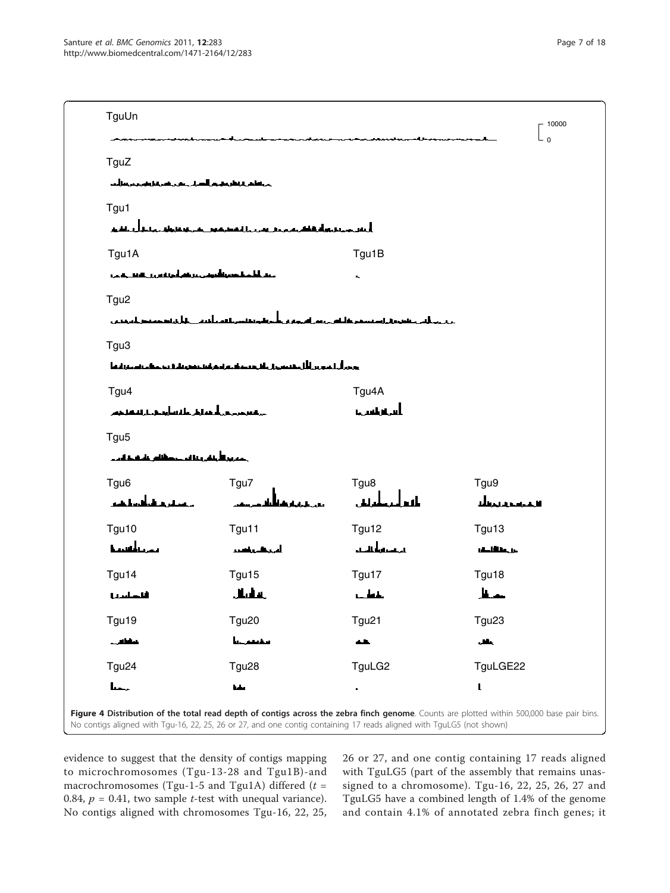TguUn

10000

0

TguZ

Tgu1

Tgu1A

Tgu1B

Tgu2

Tgu3

Tgu4

Tgu4A

Tgu5

Tgu6

Tgu7

Tgu8

Tgu9

Tgu10

Tgu11

Tgu12

Tgu13

Tgu14

Tgu15

Tgu17

Tgu18

Tgu19

Tgu20

Tgu21

Tgu23

Tgu24

Tgu28

TguLG2

TguLGE22

**Figure 4 Distribution of the total read depth of contigs across the zebra finch genome**. Counts are plotted within 500,000 base pair bins. No contigs aligned with Tgu-16, 22, 25, 26 or 27, and one contig containing 17 reads aligned with TguLG5 (not shown)

evidence to suggest that the density of contigs mapping to microchromosomes (Tgu-13-28 and Tgu1B)-and macrochromosomes (Tgu-1-5 and Tgu1A) differed ($t$ = 0.84, $p$ = 0.41, two sample $t$-test with unequal variance). No contigs aligned with chromosomes Tgu-16, 22, 25, 26 or 27, and one contig containing 17 reads aligned with TguLG5 (part of the assembly that remains unassigned to a chromosome). Tgu-16, 22, 25, 26, 27 and TguLG5 have a combined length of 1.4% of the genome and contain 4.1% of annotated zebra finch genes; it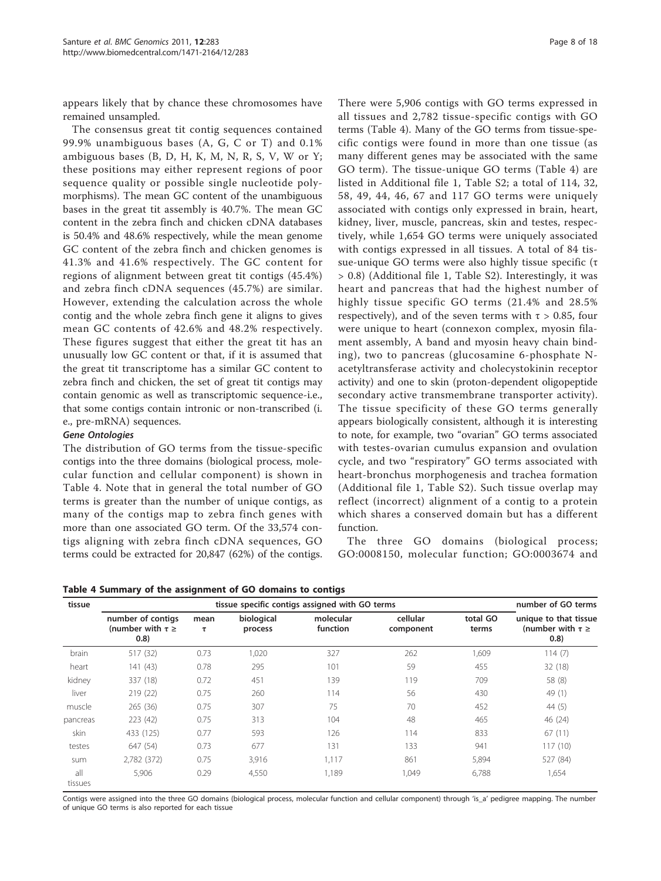appears likely that by chance these chromosomes have remained unsampled.

The consensus great tit contig sequences contained 99.9% unambiguous bases (A, G, C or T) and 0.1% ambiguous bases (B, D, H, K, M, N, R, S, V, W or Y; these positions may either represent regions of poor sequence quality or possible single nucleotide polymorphisms). The mean GC content of the unambiguous bases in the great tit assembly is 40.7%. The mean GC content in the zebra finch and chicken cDNA databases is 50.4% and 48.6% respectively, while the mean genome GC content of the zebra finch and chicken genomes is 41.3% and 41.6% respectively. The GC content for regions of alignment between great tit contigs (45.4%) and zebra finch cDNA sequences (45.7%) are similar. However, extending the calculation across the whole contig and the whole zebra finch gene it aligns to gives mean GC contents of 42.6% and 48.2% respectively. These figures suggest that either the great tit has an unusually low GC content or that, if it is assumed that the great tit transcriptome has a similar GC content to zebra finch and chicken, the set of great tit contigs may contain genomic as well as transcriptomic sequence-i.e., that some contigs contain intronic or non-transcribed (i.e., pre-mRNA) sequences.

#### *Gene Ontologies*

The distribution of GO terms from the tissue-specific contigs into the three domains (biological process, molecular function and cellular component) is shown in Table 4. Note that in general the total number of GO terms is greater than the number of unique contigs, as many of the contigs map to zebra finch genes with more than one associated GO term. Of the 33,574 contigs aligning with zebra finch cDNA sequences, GO terms could be extracted for 20,847 (62%) of the contigs. There were 5,906 contigs with GO terms expressed in all tissues and 2,782 tissue-specific contigs with GO terms (Table 4). Many of the GO terms from tissue-specific contigs were found in more than one tissue (as many different genes may be associated with the same GO term). The tissue-unique GO terms (Table 4) are listed in Additional file 1, Table S2; a total of 114, 32, 58, 49, 44, 46, 67 and 117 GO terms were uniquely associated with contigs only expressed in brain, heart, kidney, liver, muscle, pancreas, skin and testes, respectively, while 1,654 GO terms were uniquely associated with contigs expressed in all tissues. A total of 84 tissue-unique GO terms were also highly tissue specific ($\tau > 0.8$) (Additional file 1, Table S2). Interestingly, it was heart and pancreas that had the highest number of highly tissue specific GO terms (21.4% and 28.5% respectively), and of the seven terms with $\tau > 0.85$, four were unique to heart (connexon complex, myosin filament assembly, A band and myosin heavy chain binding), two to pancreas (glucosamine 6-phosphate N-acetyltransferase activity and cholecystokinin receptor activity) and one to skin (proton-dependent oligopeptide secondary active transmembrane transporter activity). The tissue specificity of these GO terms generally appears biologically consistent, although it is interesting to note, for example, two "ovarian" GO terms associated with testes-ovarian cumulus expansion and ovulation cycle, and two "respiratory" GO terms associated with heart-bronchus morphogenesis and trachea formation (Additional file 1, Table S2). Such tissue overlap may reflect (incorrect) alignment of a contig to a protein which shares a conserved domain but has a different function.

The three GO domains (biological process; GO:0008150, molecular function; GO:0003674 and

**Table 4 Summary of the assignment of GO domains to contigs**

| tissue | tissue specific contigs assigned with GO terms | | | | | | number of GO terms |
|---|---|---|---|---|---|---|---|
| | number of contigs (number with $\tau \geq 0.8$) | mean $\tau$ | biological process | molecular function | cellular component | total GO terms | unique to that tissue (number with $\tau \geq 0.8$) |
| brain | 517 (32) | 0.73 | 1,020 | 327 | 262 | 1,609 | 114 (7) |
| heart | 141 (43) | 0.78 | 295 | 101 | 59 | 455 | 32 (18) |
| kidney | 337 (18) | 0.72 | 451 | 139 | 119 | 709 | 58 (8) |
| liver | 219 (22) | 0.75 | 260 | 114 | 56 | 430 | 49 (1) |
| muscle | 265 (36) | 0.75 | 307 | 75 | 70 | 452 | 44 (5) |
| pancreas | 223 (42) | 0.75 | 313 | 104 | 48 | 465 | 46 (24) |
| skin | 433 (125) | 0.77 | 593 | 126 | 114 | 833 | 67 (11) |
| testes | 647 (54) | 0.73 | 677 | 131 | 133 | 941 | 117 (10) |
| sum | 2,782 (372) | 0.75 | 3,916 | 1,117 | 861 | 5,894 | 527 (84) |
| all tissues | 5,906 | 0.29 | 4,550 | 1,189 | 1,049 | 6,788 | 1,654 |

Contigs were assigned into the three GO domains (biological process, molecular function and cellular component) through 'is_a' pedigree mapping. The number of unique GO terms is also reported for each tissue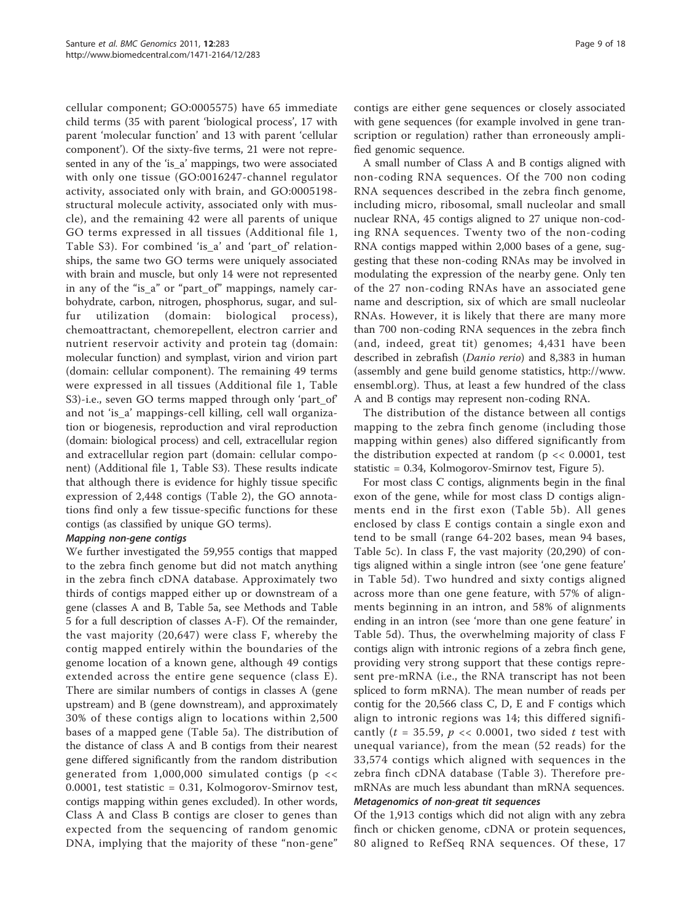cellular component; GO:0005575) have 65 immediate child terms (35 with parent 'biological process', 17 with parent 'molecular function' and 13 with parent 'cellular component'). Of the sixty-five terms, 21 were not represented in any of the 'is_a' mappings, two were associated with only one tissue (GO:0016247-channel regulator activity, associated only with brain, and GO:0005198-structural molecule activity, associated only with muscle), and the remaining 42 were all parents of unique GO terms expressed in all tissues (Additional file 1, Table S3). For combined 'is_a' and 'part_of' relationships, the same two GO terms were uniquely associated with brain and muscle, but only 14 were not represented in any of the "is_a" or "part_of" mappings, namely carbohydrate, carbon, nitrogen, phosphorus, sugar, and sulfur utilization (domain: biological process), chemoattractant, chemorepellent, electron carrier and nutrient reservoir activity and protein tag (domain: molecular function) and symplast, virion and virion part (domain: cellular component). The remaining 49 terms were expressed in all tissues (Additional file 1, Table S3)-i.e., seven GO terms mapped through only 'part_of' and not 'is_a' mappings-cell killing, cell wall organization or biogenesis, reproduction and viral reproduction (domain: biological process) and cell, extracellular region and extracellular region part (domain: cellular component) (Additional file 1, Table S3). These results indicate that although there is evidence for highly tissue specific expression of 2,448 contigs (Table 2), the GO annotations find only a few tissue-specific functions for these contigs (as classified by unique GO terms).

#### Mapping non-gene contigs

We further investigated the 59,955 contigs that mapped to the zebra finch genome but did not match anything in the zebra finch cDNA database. Approximately two thirds of contigs mapped either up or downstream of a gene (classes A and B, Table 5a, see Methods and Table 5 for a full description of classes A-F). Of the remainder, the vast majority (20,647) were class F, whereby the contig mapped entirely within the boundaries of the genome location of a known gene, although 49 contigs extended across the entire gene sequence (class E). There are similar numbers of contigs in classes A (gene upstream) and B (gene downstream), and approximately 30% of these contigs align to locations within 2,500 bases of a mapped gene (Table 5a). The distribution of the distance of class A and B contigs from their nearest gene differed significantly from the random distribution generated from 1,000,000 simulated contigs ($p << 0.0001$, test statistic = 0.31, Kolmogorov-Smirnov test, contigs mapping within genes excluded). In other words, Class A and Class B contigs are closer to genes than expected from the sequencing of random genomic DNA, implying that the majority of these "non-gene" contigs are either gene sequences or closely associated with gene sequences (for example involved in gene transcription or regulation) rather than erroneously amplified genomic sequence.

A small number of Class A and B contigs aligned with non-coding RNA sequences. Of the 700 non coding RNA sequences described in the zebra finch genome, including micro, ribosomal, small nucleolar and small nuclear RNA, 45 contigs aligned to 27 unique non-coding RNA sequences. Twenty two of the non-coding RNA contigs mapped within 2,000 bases of a gene, suggesting that these non-coding RNAs may be involved in modulating the expression of the nearby gene. Only ten of the 27 non-coding RNAs have an associated gene name and description, six of which are small nucleolar RNAs. However, it is likely that there are many more than 700 non-coding RNA sequences in the zebra finch (and, indeed, great tit) genomes; 4,431 have been described in zebrafish (*Danio rerio*) and 8,383 in human (assembly and gene build genome statistics, http://www.ensembl.org). Thus, at least a few hundred of the class A and B contigs may represent non-coding RNA.

The distribution of the distance between all contigs mapping to the zebra finch genome (including those mapping within genes) also differed significantly from the distribution expected at random ($p << 0.0001$, test statistic = 0.34, Kolmogorov-Smirnov test, Figure 5).

For most class C contigs, alignments begin in the final exon of the gene, while for most class D contigs alignments end in the first exon (Table 5b). All genes enclosed by class E contigs contain a single exon and tend to be small (range 64-202 bases, mean 94 bases, Table 5c). In class F, the vast majority (20,290) of contigs aligned within a single intron (see 'one gene feature' in Table 5d). Two hundred and sixty contigs aligned across more than one gene feature, with 57% of alignments beginning in an intron, and 58% of alignments ending in an intron (see 'more than one gene feature' in Table 5d). Thus, the overwhelming majority of class F contigs align with intronic regions of a zebra finch gene, providing very strong support that these contigs represent pre-mRNA (i.e., the RNA transcript has not been spliced to form mRNA). The mean number of reads per contig for the 20,566 class C, D, E and F contigs which align to intronic regions was 14; this differed significantly ($t = 35.59$, $p << 0.0001$, two sided $t$ test with unequal variance), from the mean (52 reads) for the 33,574 contigs which aligned with sequences in the zebra finch cDNA database (Table 3). Therefore pre-mRNAs are much less abundant than mRNA sequences.

#### Metagenomics of non-great tit sequences

Of the 1,913 contigs which did not align with any zebra finch or chicken genome, cDNA or protein sequences, 80 aligned to RefSeq RNA sequences. Of these, 17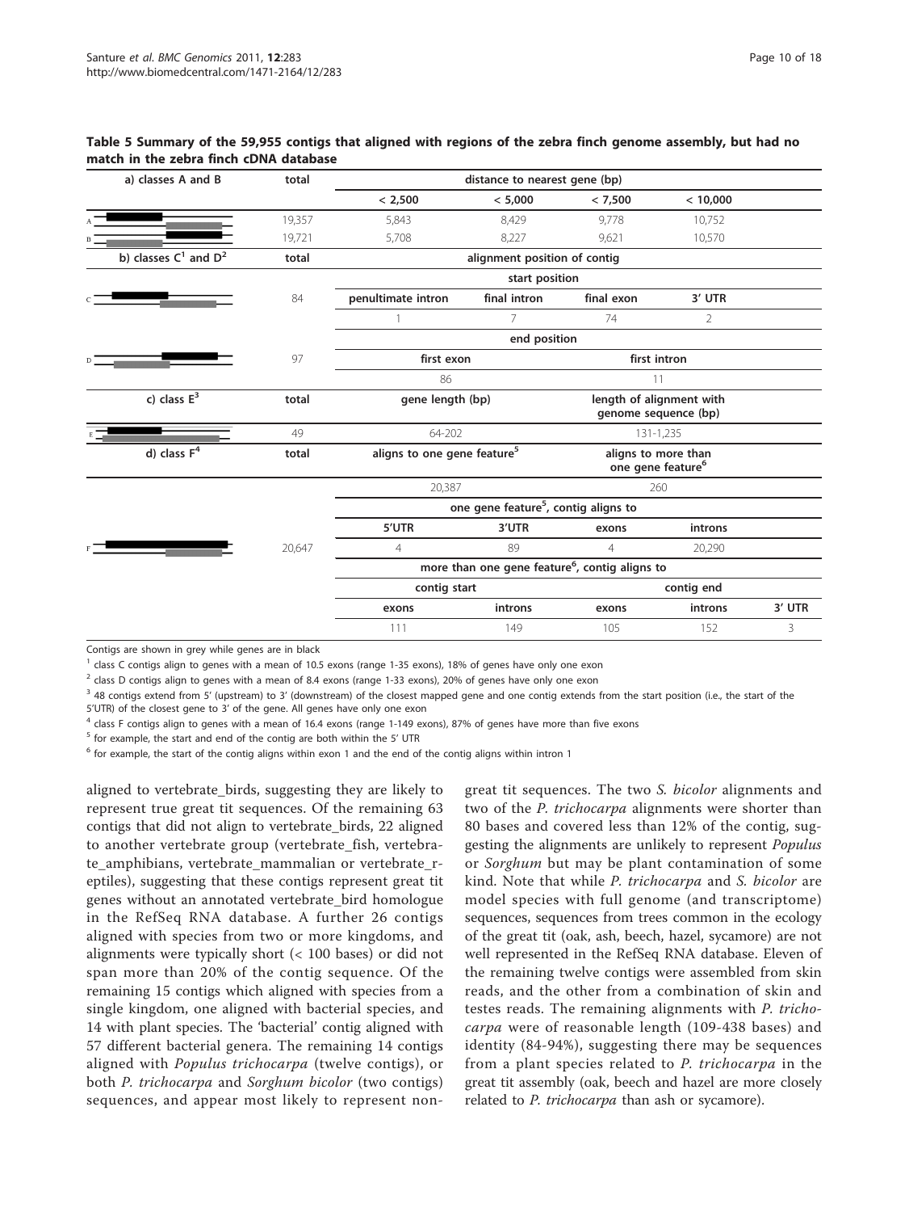**Table 5 Summary of the 59,955 contigs that aligned with regions of the zebra finch genome assembly, but had no match in the zebra finch cDNA database**

| a) classes A and B | total | distance to nearest gene (bp) | | | | |
|---|---|---|---|---|---|---|
| | | < 2,500 | < 5,000 | < 7,500 | < 10,000 | |
| A | 19,357 | 5,843 | 8,429 | 9,778 | 10,752 | |
| B | 19,721 | 5,708 | 8,227 | 9,621 | 10,570 | |
| **b) classes C[1] and D[2]** | **total** | **alignment position of contig** | | | | |
| | | **start position** | | | | |
| C | 84 | penultimate intron | final intron | final exon | 3' UTR | |
| | | 1 | 7 | 74 | 2 | |
| | | **end position** | | | | |
| D | 97 | first exon | | first intron | | |
| | | 86 | | 11 | | |
| **c) class E[3]** | **total** | **gene length (bp)** | | **length of alignment with genome sequence (bp)** | | |
| E | 49 | 64-202 | | 131-1,235 | | |
| **d) class F[4]** | **total** | **aligns to one gene feature[5]** | | **aligns to more than one gene feature[6]** | | |
| | | 20,387 | | 260 | | |
| | | **one gene feature[5], contig aligns to** | | | | |
| | | 5'UTR | 3'UTR | exons | introns | |
| F | 20,647 | 4 | 89 | 4 | 20,290 | |
| | | **more than one gene feature[6], contig aligns to** | | | | |
| | | contig start | | contig end | | |
| | | exons | introns | exons | introns | 3' UTR |
| | | 111 | 149 | 105 | 152 | 3 |

Contigs are shown in grey while genes are in black

[1] class C contigs align to genes with a mean of 10.5 exons (range 1-35 exons), 18% of genes have only one exon

[2] class D contigs align to genes with a mean of 8.4 exons (range 1-33 exons), 20% of genes have only one exon

[3] 48 contigs extend from 5' (upstream) to 3' (downstream) of the closest mapped gene and one contig extends from the start position (i.e., the start of the 5'UTR) of the closest gene to 3' of the gene. All genes have only one exon

[4] class F contigs align to genes with a mean of 16.4 exons (range 1-149 exons), 87% of genes have more than five exons

[5] for example, the start and end of the contig are both within the 5' UTR

[6] for example, the start of the contig aligns within exon 1 and the end of the contig aligns within intron 1

aligned to vertebrate_birds, suggesting they are likely to represent true great tit sequences. Of the remaining 63 contigs that did not align to vertebrate_birds, 22 aligned to another vertebrate group (vertebrate_fish, vertebrate_amphibians, vertebrate_mammalian or vertebrate_reptiles), suggesting that these contigs represent great tit genes without an annotated vertebrate_bird homologue in the RefSeq RNA database. A further 26 contigs aligned with species from two or more kingdoms, and alignments were typically short (< 100 bases) or did not span more than 20% of the contig sequence. Of the remaining 15 contigs which aligned with species from a single kingdom, one aligned with bacterial species, and 14 with plant species. The 'bacterial' contig aligned with 57 different bacterial genera. The remaining 14 contigs aligned with *Populus trichocarpa* (twelve contigs), or both *P. trichocarpa* and *Sorghum bicolor* (two contigs) sequences, and appear most likely to represent non-great tit sequences. The two *S. bicolor* alignments and two of the *P. trichocarpa* alignments were shorter than 80 bases and covered less than 12% of the contig, suggesting the alignments are unlikely to represent *Populus* or *Sorghum* but may be plant contamination of some kind. Note that while *P. trichocarpa* and *S. bicolor* are model species with full genome (and transcriptome) sequences, sequences from trees common in the ecology of the great tit (oak, ash, beech, hazel, sycamore) are not well represented in the RefSeq RNA database. Eleven of the remaining twelve contigs were assembled from skin reads, and the other from a combination of skin and testes reads. The remaining alignments with *P. trichocarpa* were of reasonable length (109-438 bases) and identity (84-94%), suggesting there may be sequences from a plant species related to *P. trichocarpa* in the great tit assembly (oak, beech and hazel are more closely related to *P. trichocarpa* than ash or sycamore).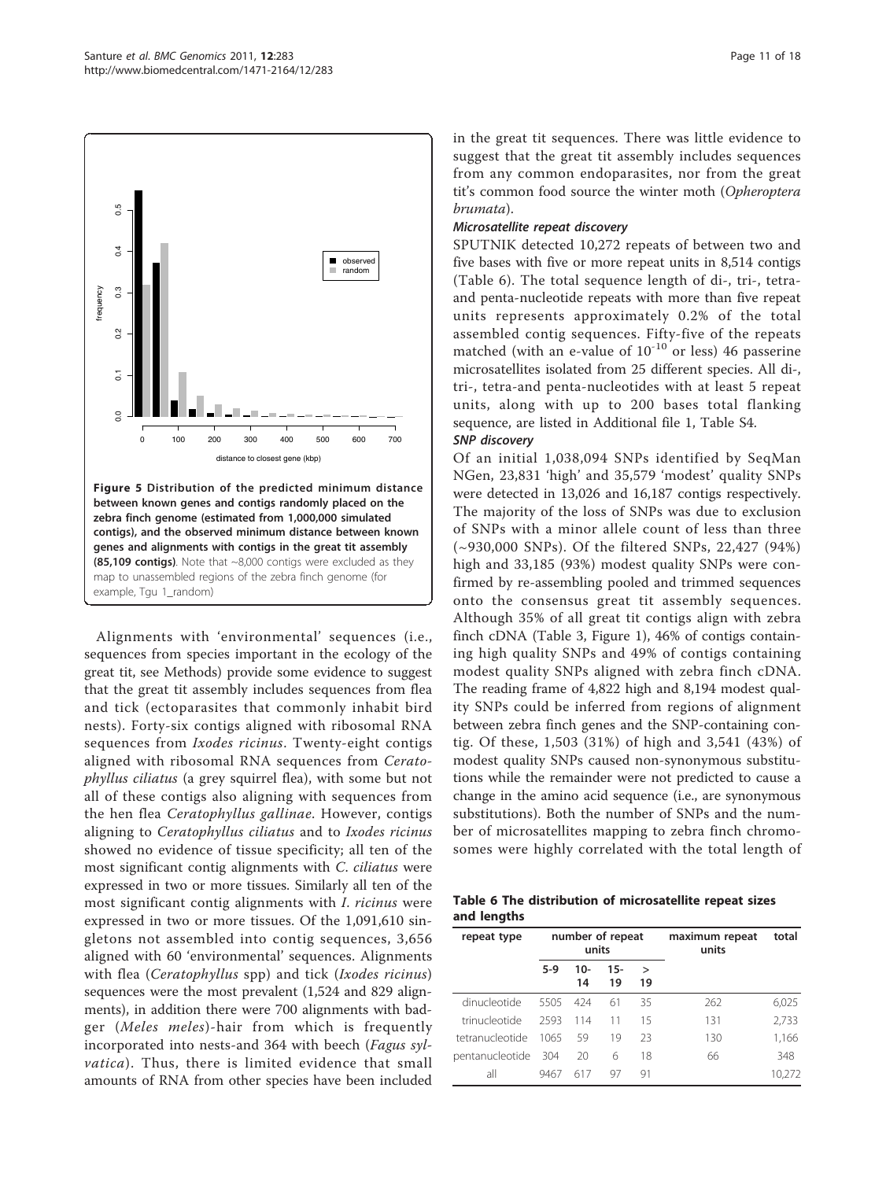Figure 5 Distribution of the predicted minimum distance between known genes and contigs randomly placed on the zebra finch genome (estimated from 1,000,000 simulated contigs), and the observed minimum distance between known genes and alignments with contigs in the great tit assembly (85,109 contigs). Note that ~8,000 contigs were excluded as they map to unassembled regions of the zebra finch genome (for example, Tgu 1_random)

Alignments with 'environmental' sequences (i.e., sequences from species important in the ecology of the great tit, see Methods) provide some evidence to suggest that the great tit assembly includes sequences from flea and tick (ectoparasites that commonly inhabit bird nests). Forty-six contigs aligned with ribosomal RNA sequences from *Ixodes ricinus*. Twenty-eight contigs aligned with ribosomal RNA sequences from *Ceratophyllus ciliatus* (a grey squirrel flea), with some but not all of these contigs also aligning with sequences from the hen flea *Ceratophyllus gallinae*. However, contigs aligning to *Ceratophyllus ciliatus* and to *Ixodes ricinus* showed no evidence of tissue specificity; all ten of the most significant contig alignments with *C. ciliatus* were expressed in two or more tissues. Similarly all ten of the most significant contig alignments with *I. ricinus* were expressed in two or more tissues. Of the 1,091,610 singletons not assembled into contig sequences, 3,656 aligned with 60 'environmental' sequences. Alignments with flea (*Ceratophyllus* spp) and tick (*Ixodes ricinus*) sequences were the most prevalent (1,524 and 829 alignments), in addition there were 700 alignments with badger (*Meles meles*)-hair from which is frequently incorporated into nests-and 364 with beech (*Fagus sylvatica*). Thus, there is limited evidence that small amounts of RNA from other species have been included in the great tit sequences. There was little evidence to suggest that the great tit assembly includes sequences from any common endoparasites, nor from the great tit's common food source the winter moth (*Opheroptera brumata*).

### Microsatellite repeat discovery

SPUTNIK detected 10,272 repeats of between two and five bases with five or more repeat units in 8,514 contigs (Table 6). The total sequence length of di-, tri-, tetra- and penta-nucleotide repeats with more than five repeat units represents approximately 0.2% of the total assembled contig sequences. Fifty-five of the repeats matched (with an e-value of $10^{-10}$ or less) 46 passerine microsatellites isolated from 25 different species. All di-, tri-, tetra-and penta-nucleotides with at least 5 repeat units, along with up to 200 bases total flanking sequence, are listed in Additional file 1, Table S4.

### SNP discovery

Of an initial 1,038,094 SNPs identified by SeqMan NGen, 23,831 'high' and 35,579 'modest' quality SNPs were detected in 13,026 and 16,187 contigs respectively. The majority of the loss of SNPs was due to exclusion of SNPs with a minor allele count of less than three (~930,000 SNPs). Of the filtered SNPs, 22,427 (94%) high and 33,185 (93%) modest quality SNPs were confirmed by re-assembling pooled and trimmed sequences onto the consensus great tit assembly sequences. Although 35% of all great tit contigs align with zebra finch cDNA (Table 3, Figure 1), 46% of contigs containing high quality SNPs and 49% of contigs containing modest quality SNPs aligned with zebra finch cDNA. The reading frame of 4,822 high and 8,194 modest quality SNPs could be inferred from regions of alignment between zebra finch genes and the SNP-containing contig. Of these, 1,503 (31%) of high and 3,541 (43%) of modest quality SNPs caused non-synonymous substitutions while the remainder were not predicted to cause a change in the amino acid sequence (i.e., are synonymous substitutions). Both the number of SNPs and the number of microsatellites mapping to zebra finch chromosomes were highly correlated with the total length of

**Table 6 The distribution of microsatellite repeat sizes and lengths**

| repeat type | number of repeat units | | | | maximum repeat units | total |
|---|---|---|---|---|---|---|
| | 5-9 | 10-14 | 15-19 | > 19 | | |
| dinucleotide | 5505 | 424 | 61 | 35 | 262 | 6,025 |
| trinucleotide | 2593 | 114 | 11 | 15 | 131 | 2,733 |
| tetranucleotide | 1065 | 59 | 19 | 23 | 130 | 1,166 |
| pentanucleotide | 304 | 20 | 6 | 18 | 66 | 348 |
| all | 9467 | 617 | 97 | 91 | | 10,272 |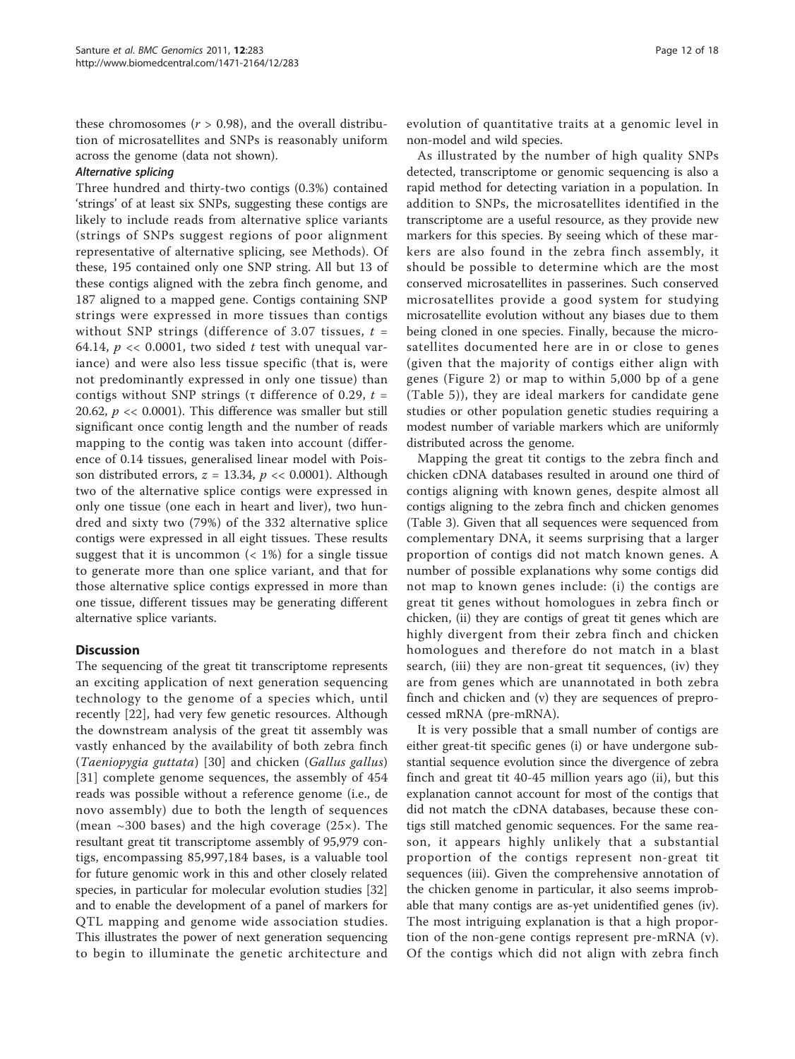these chromosomes ($r > 0.98$), and the overall distribution of microsatellites and SNPs is reasonably uniform across the genome (data not shown).

#### *Alternative splicing*

Three hundred and thirty-two contigs (0.3%) contained 'strings' of at least six SNPs, suggesting these contigs are likely to include reads from alternative splice variants (strings of SNPs suggest regions of poor alignment representative of alternative splicing, see Methods). Of these, 195 contained only one SNP string. All but 13 of these contigs aligned with the zebra finch genome, and 187 aligned to a mapped gene. Contigs containing SNP strings were expressed in more tissues than contigs without SNP strings (difference of 3.07 tissues, $t = 64.14$, $p << 0.0001$, two sided $t$ test with unequal variance) and were also less tissue specific (that is, were not predominantly expressed in only one tissue) than contigs without SNP strings ($\tau$ difference of 0.29, $t = 20.62$, $p << 0.0001$). This difference was smaller but still significant once contig length and the number of reads mapping to the contig was taken into account (difference of 0.14 tissues, generalised linear model with Poisson distributed errors, $z = 13.34$, $p << 0.0001$). Although two of the alternative splice contigs were expressed in only one tissue (one each in heart and liver), two hundred and sixty two (79%) of the 332 alternative splice contigs were expressed in all eight tissues. These results suggest that it is uncommon (< 1%) for a single tissue to generate more than one splice variant, and that for those alternative splice contigs expressed in more than one tissue, different tissues may be generating different alternative splice variants.

## Discussion

The sequencing of the great tit transcriptome represents an exciting application of next generation sequencing technology to the genome of a species which, until recently [22], had very few genetic resources. Although the downstream analysis of the great tit assembly was vastly enhanced by the availability of both zebra finch (*Taeniopygia guttata*) [30] and chicken (*Gallus gallus*) [31] complete genome sequences, the assembly of 454 reads was possible without a reference genome (i.e., de novo assembly) due to both the length of sequences (mean ~300 bases) and the high coverage (25×). The resultant great tit transcriptome assembly of 95,979 contigs, encompassing 85,997,184 bases, is a valuable tool for future genomic work in this and other closely related species, in particular for molecular evolution studies [32] and to enable the development of a panel of markers for QTL mapping and genome wide association studies. This illustrates the power of next generation sequencing to begin to illuminate the genetic architecture and evolution of quantitative traits at a genomic level in non-model and wild species.

As illustrated by the number of high quality SNPs detected, transcriptome or genomic sequencing is also a rapid method for detecting variation in a population. In addition to SNPs, the microsatellites identified in the transcriptome are a useful resource, as they provide new markers for this species. By seeing which of these markers are also found in the zebra finch assembly, it should be possible to determine which are the most conserved microsatellites in passerines. Such conserved microsatellites provide a good system for studying microsatellite evolution without any biases due to them being cloned in one species. Finally, because the microsatellites documented here are in or close to genes (given that the majority of contigs either align with genes (Figure 2) or map to within 5,000 bp of a gene (Table 5)), they are ideal markers for candidate gene studies or other population genetic studies requiring a modest number of variable markers which are uniformly distributed across the genome.

Mapping the great tit contigs to the zebra finch and chicken cDNA databases resulted in around one third of contigs aligning with known genes, despite almost all contigs aligning to the zebra finch and chicken genomes (Table 3). Given that all sequences were sequenced from complementary DNA, it seems surprising that a larger proportion of contigs did not match known genes. A number of possible explanations why some contigs did not map to known genes include: (i) the contigs are great tit genes without homologues in zebra finch or chicken, (ii) they are contigs of great tit genes which are highly divergent from their zebra finch and chicken homologues and therefore do not match in a blast search, (iii) they are non-great tit sequences, (iv) they are from genes which are unannotated in both zebra finch and chicken and (v) they are sequences of preprocessed mRNA (pre-mRNA).

It is very possible that a small number of contigs are either great-tit specific genes (i) or have undergone substantial sequence evolution since the divergence of zebra finch and great tit 40-45 million years ago (ii), but this explanation cannot account for most of the contigs that did not match the cDNA databases, because these contigs still matched genomic sequences. For the same reason, it appears highly unlikely that a substantial proportion of the contigs represent non-great tit sequences (iii). Given the comprehensive annotation of the chicken genome in particular, it also seems improbable that many contigs are as-yet unidentified genes (iv). The most intriguing explanation is that a high proportion of the non-gene contigs represent pre-mRNA (v). Of the contigs which did not align with zebra finch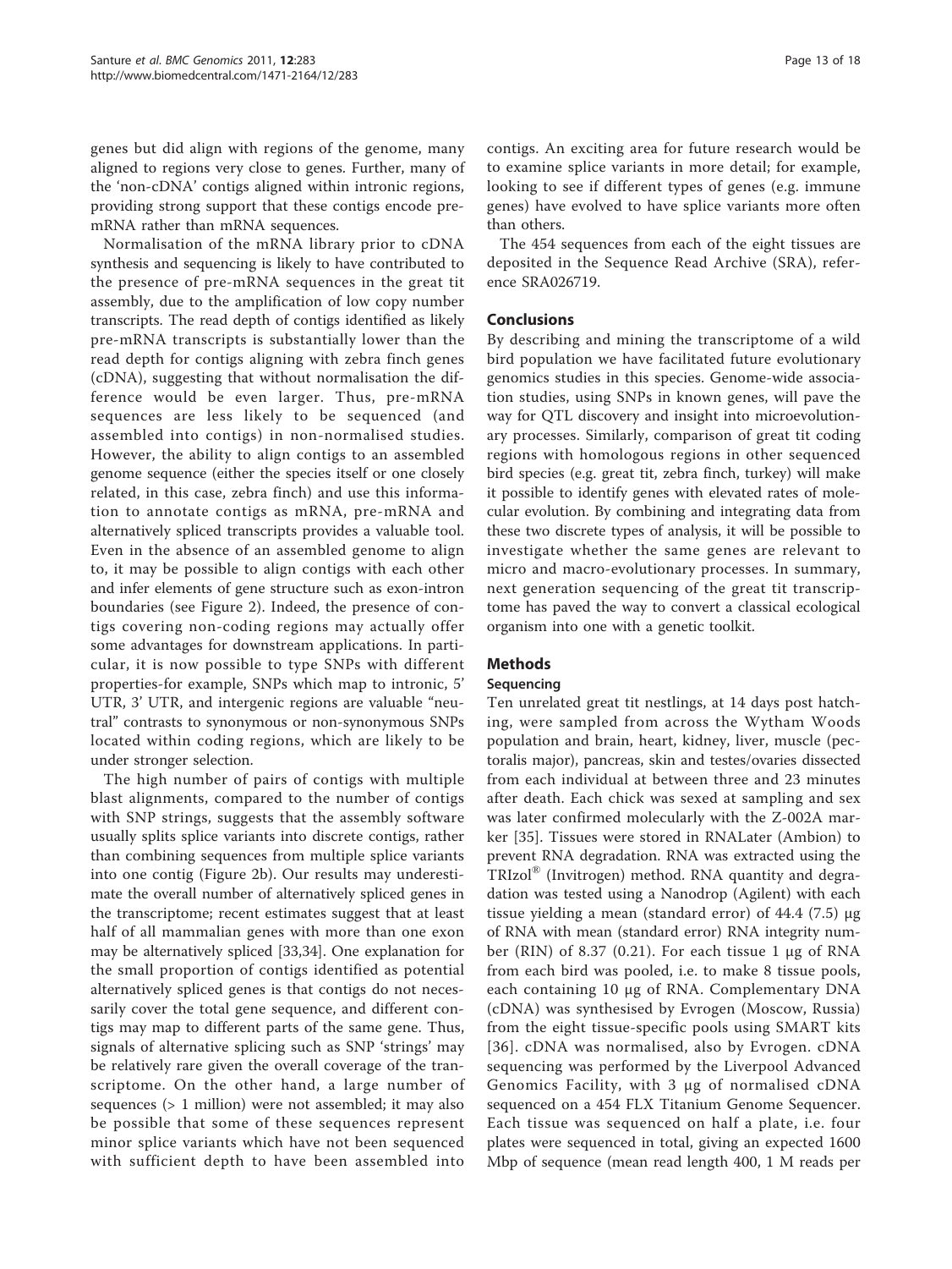genes but did align with regions of the genome, many aligned to regions very close to genes. Further, many of the 'non-cDNA' contigs aligned within intronic regions, providing strong support that these contigs encode pre-mRNA rather than mRNA sequences.

Normalisation of the mRNA library prior to cDNA synthesis and sequencing is likely to have contributed to the presence of pre-mRNA sequences in the great tit assembly, due to the amplification of low copy number transcripts. The read depth of contigs identified as likely pre-mRNA transcripts is substantially lower than the read depth for contigs aligning with zebra finch genes (cDNA), suggesting that without normalisation the difference would be even larger. Thus, pre-mRNA sequences are less likely to be sequenced (and assembled into contigs) in non-normalised studies. However, the ability to align contigs to an assembled genome sequence (either the species itself or one closely related, in this case, zebra finch) and use this information to annotate contigs as mRNA, pre-mRNA and alternatively spliced transcripts provides a valuable tool. Even in the absence of an assembled genome to align to, it may be possible to align contigs with each other and infer elements of gene structure such as exon-intron boundaries (see Figure 2). Indeed, the presence of contigs covering non-coding regions may actually offer some advantages for downstream applications. In particular, it is now possible to type SNPs with different properties-for example, SNPs which map to intronic, 5' UTR, 3' UTR, and intergenic regions are valuable "neutral" contrasts to synonymous or non-synonymous SNPs located within coding regions, which are likely to be under stronger selection.

The high number of pairs of contigs with multiple blast alignments, compared to the number of contigs with SNP strings, suggests that the assembly software usually splits splice variants into discrete contigs, rather than combining sequences from multiple splice variants into one contig (Figure 2b). Our results may underestimate the overall number of alternatively spliced genes in the transcriptome; recent estimates suggest that at least half of all mammalian genes with more than one exon may be alternatively spliced [33,34]. One explanation for the small proportion of contigs identified as potential alternatively spliced genes is that contigs do not necessarily cover the total gene sequence, and different contigs may map to different parts of the same gene. Thus, signals of alternative splicing such as SNP 'strings' may be relatively rare given the overall coverage of the transcriptome. On the other hand, a large number of sequences (> 1 million) were not assembled; it may also be possible that some of these sequences represent minor splice variants which have not been sequenced with sufficient depth to have been assembled into contigs. An exciting area for future research would be to examine splice variants in more detail; for example, looking to see if different types of genes (e.g. immune genes) have evolved to have splice variants more often than others.

The 454 sequences from each of the eight tissues are deposited in the Sequence Read Archive (SRA), reference SRA026719.

## Conclusions

By describing and mining the transcriptome of a wild bird population we have facilitated future evolutionary genomics studies in this species. Genome-wide association studies, using SNPs in known genes, will pave the way for QTL discovery and insight into microevolutionary processes. Similarly, comparison of great tit coding regions with homologous regions in other sequenced bird species (e.g. great tit, zebra finch, turkey) will make it possible to identify genes with elevated rates of molecular evolution. By combining and integrating data from these two discrete types of analysis, it will be possible to investigate whether the same genes are relevant to micro and macro-evolutionary processes. In summary, next generation sequencing of the great tit transcriptome has paved the way to convert a classical ecological organism into one with a genetic toolkit.

## Methods

### Sequencing

Ten unrelated great tit nestlings, at 14 days post hatching, were sampled from across the Wytham Woods population and brain, heart, kidney, liver, muscle (pectoralis major), pancreas, skin and testes/ovaries dissected from each individual at between three and 23 minutes after death. Each chick was sexed at sampling and sex was later confirmed molecularly with the Z-002A marker [35]. Tissues were stored in RNALater (Ambion) to prevent RNA degradation. RNA was extracted using the TRIzol® (Invitrogen) method. RNA quantity and degradation was tested using a Nanodrop (Agilent) with each tissue yielding a mean (standard error) of 44.4 (7.5) μg of RNA with mean (standard error) RNA integrity number (RIN) of 8.37 (0.21). For each tissue 1 μg of RNA from each bird was pooled, i.e. to make 8 tissue pools, each containing 10 μg of RNA. Complementary DNA (cDNA) was synthesised by Evrogen (Moscow, Russia) from the eight tissue-specific pools using SMART kits [36]. cDNA was normalised, also by Evrogen. cDNA sequencing was performed by the Liverpool Advanced Genomics Facility, with 3 μg of normalised cDNA sequenced on a 454 FLX Titanium Genome Sequencer. Each tissue was sequenced on half a plate, i.e. four plates were sequenced in total, giving an expected 1600 Mbp of sequence (mean read length 400, 1 M reads per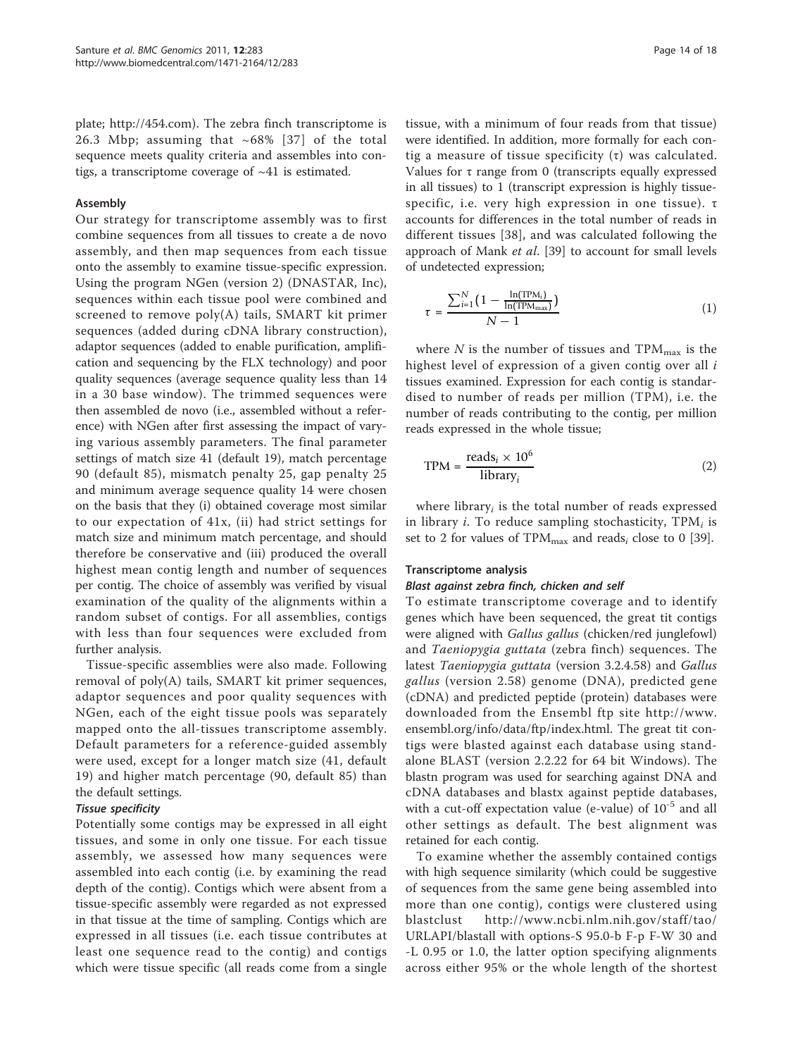plate; http://454.com). The zebra finch transcriptome is 26.3 Mbp; assuming that ~68% [37] of the total sequence meets quality criteria and assembles into contigs, a transcriptome coverage of ~41 is estimated.

### Assembly

Our strategy for transcriptome assembly was to first combine sequences from all tissues to create a de novo assembly, and then map sequences from each tissue onto the assembly to examine tissue-specific expression. Using the program NGen (version 2) (DNASTAR, Inc), sequences within each tissue pool were combined and screened to remove poly(A) tails, SMART kit primer sequences (added during cDNA library construction), adaptor sequences (added to enable purification, amplification and sequencing by the FLX technology) and poor quality sequences (average sequence quality less than 14 in a 30 base window). The trimmed sequences were then assembled de novo (i.e., assembled without a reference) with NGen after first assessing the impact of varying various assembly parameters. The final parameter settings of match size 41 (default 19), match percentage 90 (default 85), mismatch penalty 25, gap penalty 25 and minimum average sequence quality 14 were chosen on the basis that they (i) obtained coverage most similar to our expectation of 41x, (ii) had strict settings for match size and minimum match percentage, and should therefore be conservative and (iii) produced the overall highest mean contig length and number of sequences per contig. The choice of assembly was verified by visual examination of the quality of the alignments within a random subset of contigs. For all assemblies, contigs with less than four sequences were excluded from further analysis.

Tissue-specific assemblies were also made. Following removal of poly(A) tails, SMART kit primer sequences, adaptor sequences and poor quality sequences with NGen, each of the eight tissue pools was separately mapped onto the all-tissues transcriptome assembly. Default parameters for a reference-guided assembly were used, except for a longer match size (41, default 19) and higher match percentage (90, default 85) than the default settings.

#### Tissue specificity

Potentially some contigs may be expressed in all eight tissues, and some in only one tissue. For each tissue assembly, we assessed how many sequences were assembled into each contig (i.e. by examining the read depth of the contig). Contigs which were absent from a tissue-specific assembly were regarded as not expressed in that tissue at the time of sampling. Contigs which are expressed in all tissues (i.e. each tissue contributes at least one sequence read to the contig) and contigs which were tissue specific (all reads come from a single tissue, with a minimum of four reads from that tissue) were identified. In addition, more formally for each contig a measure of tissue specificity (τ) was calculated. Values for τ range from 0 (transcripts equally expressed in all tissues) to 1 (transcript expression is highly tissue-specific, i.e. very high expression in one tissue). τ accounts for differences in the total number of reads in different tissues [38], and was calculated following the approach of Mank *et al.* [39] to account for small levels of undetected expression;

$$\tau = \frac{\sum_{i=1}^{N}\left(1 - \frac{\ln(\mathrm{TPM}_i)}{\ln(\mathrm{TPM}_{\max})}\right)}{N-1} \quad (1)$$

where $N$ is the number of tissues and $\mathrm{TPM}_{\max}$ is the highest level of expression of a given contig over all $i$ tissues examined. Expression for each contig is standardised to number of reads per million (TPM), i.e. the number of reads contributing to the contig, per million reads expressed in the whole tissue;

$$\mathrm{TPM} = \frac{\mathrm{reads}_i \times 10^6}{\mathrm{library}_i} \quad (2)$$

where $\mathrm{library}_i$ is the total number of reads expressed in library $i$. To reduce sampling stochasticity, $\mathrm{TPM}_i$ is set to 2 for values of $\mathrm{TPM}_{\max}$ and $\mathrm{reads}_i$ close to 0 [39].

### Transcriptome analysis

#### Blast against zebra finch, chicken and self

To estimate transcriptome coverage and to identify genes which have been sequenced, the great tit contigs were aligned with *Gallus gallus* (chicken/red junglefowl) and *Taeniopygia guttata* (zebra finch) sequences. The latest *Taeniopygia guttata* (version 3.2.4.58) and *Gallus gallus* (version 2.58) genome (DNA), predicted gene (cDNA) and predicted peptide (protein) databases were downloaded from the Ensembl ftp site http://www.ensembl.org/info/data/ftp/index.html. The great tit contigs were blasted against each database using standalone BLAST (version 2.2.22 for 64 bit Windows). The blastn program was used for searching against DNA and cDNA databases and blastx against peptide databases, with a cut-off expectation value (e-value) of $10^{-5}$ and all other settings as default. The best alignment was retained for each contig.

To examine whether the assembly contained contigs with high sequence similarity (which could be suggestive of sequences from the same gene being assembled into more than one contig), contigs were clustered using blastclust http://www.ncbi.nlm.nih.gov/staff/tao/URLAPI/blastall with options-S 95.0-b F-p F-W 30 and -L 0.95 or 1.0, the latter option specifying alignments across either 95% or the whole length of the shortest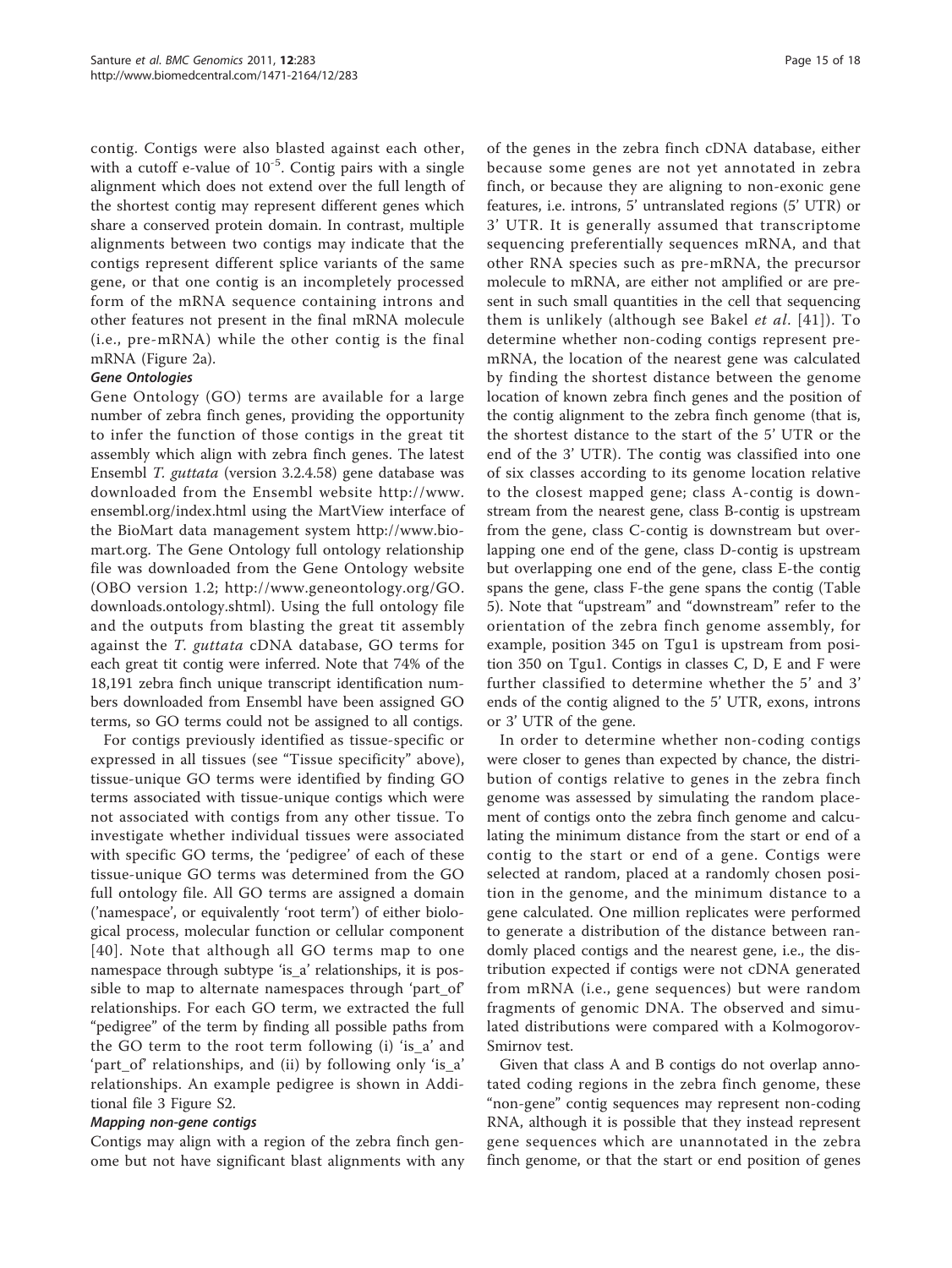contig. Contigs were also blasted against each other, with a cutoff e-value of $10^{-5}$. Contig pairs with a single alignment which does not extend over the full length of the shortest contig may represent different genes which share a conserved protein domain. In contrast, multiple alignments between two contigs may indicate that the contigs represent different splice variants of the same gene, or that one contig is an incompletely processed form of the mRNA sequence containing introns and other features not present in the final mRNA molecule (i.e., pre-mRNA) while the other contig is the final mRNA (Figure 2a).

#### *Gene Ontologies*

Gene Ontology (GO) terms are available for a large number of zebra finch genes, providing the opportunity to infer the function of those contigs in the great tit assembly which align with zebra finch genes. The latest Ensembl *T. guttata* (version 3.2.4.58) gene database was downloaded from the Ensembl website http://www.ensembl.org/index.html using the MartView interface of the BioMart data management system http://www.biomart.org. The Gene Ontology full ontology relationship file was downloaded from the Gene Ontology website (OBO version 1.2; http://www.geneontology.org/GO.downloads.ontology.shtml). Using the full ontology file and the outputs from blasting the great tit assembly against the *T. guttata* cDNA database, GO terms for each great tit contig were inferred. Note that 74% of the 18,191 zebra finch unique transcript identification numbers downloaded from Ensembl have been assigned GO terms, so GO terms could not be assigned to all contigs.

For contigs previously identified as tissue-specific or expressed in all tissues (see "Tissue specificity" above), tissue-unique GO terms were identified by finding GO terms associated with tissue-unique contigs which were not associated with contigs from any other tissue. To investigate whether individual tissues were associated with specific GO terms, the 'pedigree' of each of these tissue-unique GO terms was determined from the GO full ontology file. All GO terms are assigned a domain ('namespace', or equivalently 'root term') of either biological process, molecular function or cellular component [40]. Note that although all GO terms map to one namespace through subtype 'is_a' relationships, it is possible to map to alternate namespaces through 'part_of' relationships. For each GO term, we extracted the full "pedigree" of the term by finding all possible paths from the GO term to the root term following (i) 'is_a' and 'part_of' relationships, and (ii) by following only 'is_a' relationships. An example pedigree is shown in Additional file 3 Figure S2.

#### *Mapping non-gene contigs*

Contigs may align with a region of the zebra finch genome but not have significant blast alignments with any of the genes in the zebra finch cDNA database, either because some genes are not yet annotated in zebra finch, or because they are aligning to non-exonic gene features, i.e. introns, 5' untranslated regions (5' UTR) or 3' UTR. It is generally assumed that transcriptome sequencing preferentially sequences mRNA, and that other RNA species such as pre-mRNA, the precursor molecule to mRNA, are either not amplified or are present in such small quantities in the cell that sequencing them is unlikely (although see Bakel *et al*. [41]). To determine whether non-coding contigs represent pre-mRNA, the location of the nearest gene was calculated by finding the shortest distance between the genome location of known zebra finch genes and the position of the contig alignment to the zebra finch genome (that is, the shortest distance to the start of the 5' UTR or the end of the 3' UTR). The contig was classified into one of six classes according to its genome location relative to the closest mapped gene; class A-contig is downstream from the nearest gene, class B-contig is upstream from the gene, class C-contig is downstream but overlapping one end of the gene, class D-contig is upstream but overlapping one end of the gene, class E-the contig spans the gene, class F-the gene spans the contig (Table 5). Note that "upstream" and "downstream" refer to the orientation of the zebra finch genome assembly, for example, position 345 on Tgu1 is upstream from position 350 on Tgu1. Contigs in classes C, D, E and F were further classified to determine whether the 5' and 3' ends of the contig aligned to the 5' UTR, exons, introns or 3' UTR of the gene.

In order to determine whether non-coding contigs were closer to genes than expected by chance, the distribution of contigs relative to genes in the zebra finch genome was assessed by simulating the random placement of contigs onto the zebra finch genome and calculating the minimum distance from the start or end of a contig to the start or end of a gene. Contigs were selected at random, placed at a randomly chosen position in the genome, and the minimum distance to a gene calculated. One million replicates were performed to generate a distribution of the distance between randomly placed contigs and the nearest gene, i.e., the distribution expected if contigs were not cDNA generated from mRNA (i.e., gene sequences) but were random fragments of genomic DNA. The observed and simulated distributions were compared with a Kolmogorov-Smirnov test.

Given that class A and B contigs do not overlap annotated coding regions in the zebra finch genome, these "non-gene" contig sequences may represent non-coding RNA, although it is possible that they instead represent gene sequences which are unannotated in the zebra finch genome, or that the start or end position of genes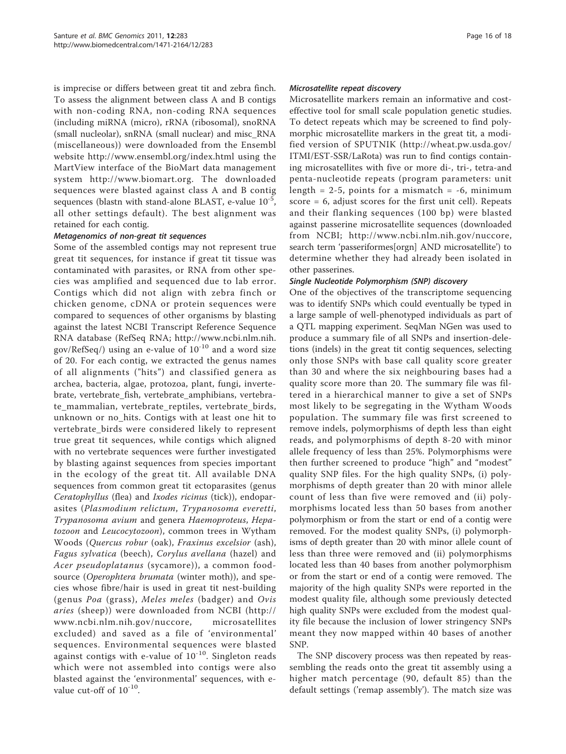is imprecise or differs between great tit and zebra finch. To assess the alignment between class A and B contigs with non-coding RNA, non-coding RNA sequences (including miRNA (micro), rRNA (ribosomal), snoRNA (small nucleolar), snRNA (small nuclear) and misc_RNA (miscellaneous)) were downloaded from the Ensembl website http://www.ensembl.org/index.html using the MartView interface of the BioMart data management system http://www.biomart.org. The downloaded sequences were blasted against class A and B contig sequences (blastn with stand-alone BLAST, e-value $10^{-5}$, all other settings default). The best alignment was retained for each contig.

#### *Metagenomics of non-great tit sequences*

Some of the assembled contigs may not represent true great tit sequences, for instance if great tit tissue was contaminated with parasites, or RNA from other species was amplified and sequenced due to lab error. Contigs which did not align with zebra finch or chicken genome, cDNA or protein sequences were compared to sequences of other organisms by blasting against the latest NCBI Transcript Reference Sequence RNA database (RefSeq RNA; http://www.ncbi.nlm.nih.gov/RefSeq/) using an e-value of $10^{-10}$ and a word size of 20. For each contig, we extracted the genus names of all alignments ("hits") and classified genera as archea, bacteria, algae, protozoa, plant, fungi, invertebrate, vertebrate_fish, vertebrate_amphibians, vertebrate_mammalian, vertebrate_reptiles, vertebrate_birds, unknown or no_hits. Contigs with at least one hit to vertebrate_birds were considered likely to represent true great tit sequences, while contigs which aligned with no vertebrate sequences were further investigated by blasting against sequences from species important in the ecology of the great tit. All available DNA sequences from common great tit ectoparasites (genus *Ceratophyllus* (flea) and *Ixodes ricinus* (tick)), endoparasites (*Plasmodium relictum*, *Trypanosoma everetti*, *Trypanosoma avium* and genera *Haemoproteus*, *Hepatozoon* and *Leucocytozoon*), common trees in Wytham Woods (*Quercus robur* (oak), *Fraxinus excelsior* (ash), *Fagus sylvatica* (beech), *Corylus avellana* (hazel) and *Acer pseudoplatanus* (sycamore)), a common food-source (*Operophtera brumata* (winter moth)), and species whose fibre/hair is used in great tit nest-building (genus *Poa* (grass), *Meles meles* (badger) and *Ovis aries* (sheep)) were downloaded from NCBI (http://www.ncbi.nlm.nih.gov/nuccore, microsatellites excluded) and saved as a file of 'environmental' sequences. Environmental sequences were blasted against contigs with e-value of $10^{-10}$. Singleton reads which were not assembled into contigs were also blasted against the 'environmental' sequences, with e-value cut-off of $10^{-10}$.

#### *Microsatellite repeat discovery*

Microsatellite markers remain an informative and cost-effective tool for small scale population genetic studies. To detect repeats which may be screened to find polymorphic microsatellite markers in the great tit, a modified version of SPUTNIK (http://wheat.pw.usda.gov/ITMI/EST-SSR/LaRota) was run to find contigs containing microsatellites with five or more di-, tri-, tetra-and penta-nucleotide repeats (program parameters: unit length = 2-5, points for a mismatch = -6, minimum score = 6, adjust scores for the first unit cell). Repeats and their flanking sequences (100 bp) were blasted against passerine microsatellite sequences (downloaded from NCBI; http://www.ncbi.nlm.nih.gov/nuccore, search term 'passeriformes[orgn] AND microsatellite') to determine whether they had already been isolated in other passerines.

#### *Single Nucleotide Polymorphism (SNP) discovery*

One of the objectives of the transcriptome sequencing was to identify SNPs which could eventually be typed in a large sample of well-phenotyped individuals as part of a QTL mapping experiment. SeqMan NGen was used to produce a summary file of all SNPs and insertion-deletions (indels) in the great tit contig sequences, selecting only those SNPs with base call quality score greater than 30 and where the six neighbouring bases had a quality score more than 20. The summary file was filtered in a hierarchical manner to give a set of SNPs most likely to be segregating in the Wytham Woods population. The summary file was first screened to remove indels, polymorphisms of depth less than eight reads, and polymorphisms of depth 8-20 with minor allele frequency of less than 25%. Polymorphisms were then further screened to produce "high" and "modest" quality SNP files. For the high quality SNPs, (i) polymorphisms of depth greater than 20 with minor allele count of less than five were removed and (ii) polymorphisms located less than 50 bases from another polymorphism or from the start or end of a contig were removed. For the modest quality SNPs, (i) polymorphisms of depth greater than 20 with minor allele count of less than three were removed and (ii) polymorphisms located less than 40 bases from another polymorphism or from the start or end of a contig were removed. The majority of the high quality SNPs were reported in the modest quality file, although some previously detected high quality SNPs were excluded from the modest quality file because the inclusion of lower stringency SNPs meant they now mapped within 40 bases of another SNP.

The SNP discovery process was then repeated by reassembling the reads onto the great tit assembly using a higher match percentage (90, default 85) than the default settings ('remap assembly'). The match size was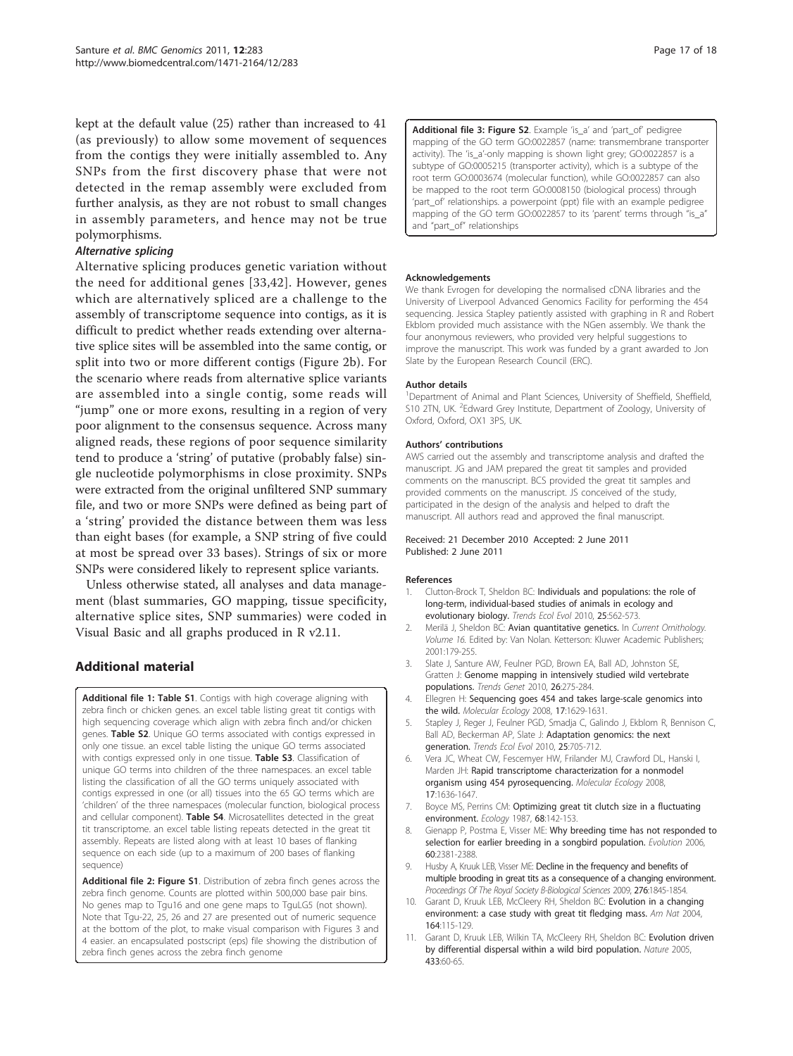kept at the default value (25) rather than increased to 41 (as previously) to allow some movement of sequences from the contigs they were initially assembled to. Any SNPs from the first discovery phase that were not detected in the remap assembly were excluded from further analysis, as they are not robust to small changes in assembly parameters, and hence may not be true polymorphisms.

### *Alternative splicing*

Alternative splicing produces genetic variation without the need for additional genes [33,42]. However, genes which are alternatively spliced are a challenge to the assembly of transcriptome sequence into contigs, as it is difficult to predict whether reads extending over alternative splice sites will be assembled into the same contig, or split into two or more different contigs (Figure 2b). For the scenario where reads from alternative splice variants are assembled into a single contig, some reads will "jump" one or more exons, resulting in a region of very poor alignment to the consensus sequence. Across many aligned reads, these regions of poor sequence similarity tend to produce a 'string' of putative (probably false) single nucleotide polymorphisms in close proximity. SNPs were extracted from the original unfiltered SNP summary file, and two or more SNPs were defined as being part of a 'string' provided the distance between them was less than eight bases (for example, a SNP string of five could at most be spread over 33 bases). Strings of six or more SNPs were considered likely to represent splice variants.

Unless otherwise stated, all analyses and data management (blast summaries, GO mapping, tissue specificity, alternative splice sites, SNP summaries) were coded in Visual Basic and all graphs produced in R v2.11.

## Additional material

**Additional file 1: Table S1**. Contigs with high coverage aligning with zebra finch or chicken genes. an excel table listing great tit contigs with high sequencing coverage which align with zebra finch and/or chicken genes. **Table S2**. Unique GO terms associated with contigs expressed in only one tissue. an excel table listing the unique GO terms associated with contigs expressed only in one tissue. **Table S3**. Classification of unique GO terms into children of the three namespaces. an excel table listing the classification of all the GO terms uniquely associated with contigs expressed in one (or all) tissues into the 65 GO terms which are 'children' of the three namespaces (molecular function, biological process and cellular component). **Table S4**. Microsatellites detected in the great tit transcriptome. an excel table listing repeats detected in the great tit assembly. Repeats are listed along with at least 10 bases of flanking sequence on each side (up to a maximum of 200 bases of flanking sequence)

**Additional file 2: Figure S1**. Distribution of zebra finch genes across the zebra finch genome. Counts are plotted within 500,000 base pair bins. No genes map to Tgu16 and one gene maps to TguLG5 (not shown). Note that Tgu-22, 25, 26 and 27 are presented out of numeric sequence at the bottom of the plot, to make visual comparison with Figures 3 and 4 easier. an encapsulated postscript (eps) file showing the distribution of zebra finch genes across the zebra finch genome

**Additional file 3: Figure S2**. Example 'is_a' and 'part_of' pedigree mapping of the GO term GO:0022857 (name: transmembrane transporter activity). The 'is_a'-only mapping is shown light grey; GO:0022857 is a subtype of GO:0005215 (transporter activity), which is a subtype of the root term GO:0003674 (molecular function), while GO:0022857 can also be mapped to the root term GO:0008150 (biological process) through 'part_of' relationships. a powerpoint (ppt) file with an example pedigree mapping of the GO term GO:0022857 to its 'parent' terms through "is_a" and "part_of" relationships

#### Acknowledgements

We thank Evrogen for developing the normalised cDNA libraries and the University of Liverpool Advanced Genomics Facility for performing the 454 sequencing. Jessica Stapley patiently assisted with graphing in R and Robert Ekblom provided much assistance with the NGen assembly. We thank the four anonymous reviewers, who provided very helpful suggestions to improve the manuscript. This work was funded by a grant awarded to Jon Slate by the European Research Council (ERC).

#### Author details

[1]Department of Animal and Plant Sciences, University of Sheffield, Sheffield, S10 2TN, UK. [2]Edward Grey Institute, Department of Zoology, University of Oxford, Oxford, OX1 3PS, UK.

#### Authors' contributions

AWS carried out the assembly and transcriptome analysis and drafted the manuscript. JG and JAM prepared the great tit samples and provided comments on the manuscript. BCS provided the great tit samples and provided comments on the manuscript. JS conceived of the study, participated in the design of the analysis and helped to draft the manuscript. All authors read and approved the final manuscript.

Received: 21 December 2010 Accepted: 2 June 2011
Published: 2 June 2011

#### References

1. Clutton-Brock T, Sheldon BC: **Individuals and populations: the role of long-term, individual-based studies of animals in ecology and evolutionary biology.** *Trends Ecol Evol* 2010, **25**:562-573.
2. Merilä J, Sheldon BC: **Avian quantitative genetics.** In *Current Ornithology. Volume 16.* Edited by: Van Nolan. Ketterson: Kluwer Academic Publishers; 2001:179-255.
3. Slate J, Santure AW, Feulner PGD, Brown EA, Ball AD, Johnston SE, Gratten J: **Genome mapping in intensively studied wild vertebrate populations.** *Trends Genet* 2010, **26**:275-284.
4. Ellegren H: **Sequencing goes 454 and takes large-scale genomics into the wild.** *Molecular Ecology* 2008, **17**:1629-1631.
5. Stapley J, Reger J, Feulner PGD, Smadja C, Galindo J, Ekblom R, Bennison C, Ball AD, Beckerman AP, Slate J: **Adaptation genomics: the next generation.** *Trends Ecol Evol* 2010, **25**:705-712.
6. Vera JC, Wheat CW, Fescemyer HW, Frilander MJ, Crawford DL, Hanski I, Marden JH: **Rapid transcriptome characterization for a nonmodel organism using 454 pyrosequencing.** *Molecular Ecology* 2008, **17**:1636-1647.
7. Boyce MS, Perrins CM: **Optimizing great tit clutch size in a fluctuating environment.** *Ecology* 1987, **68**:142-153.
8. Gienapp P, Postma E, Visser ME: **Why breeding time has not responded to selection for earlier breeding in a songbird population.** *Evolution* 2006, **60**:2381-2388.
9. Husby A, Kruuk LEB, Visser ME: **Decline in the frequency and benefits of multiple brooding in great tits as a consequence of a changing environment.** *Proceedings Of The Royal Society B-Biological Sciences* 2009, **276**:1845-1854.
10. Garant D, Kruuk LEB, McCleery RH, Sheldon BC: **Evolution in a changing environment: a case study with great tit fledging mass.** *Am Nat* 2004, **164**:115-129.
11. Garant D, Kruuk LEB, Wilkin TA, McCleery RH, Sheldon BC: **Evolution driven by differential dispersal within a wild bird population.** *Nature* 2005, **433**:60-65.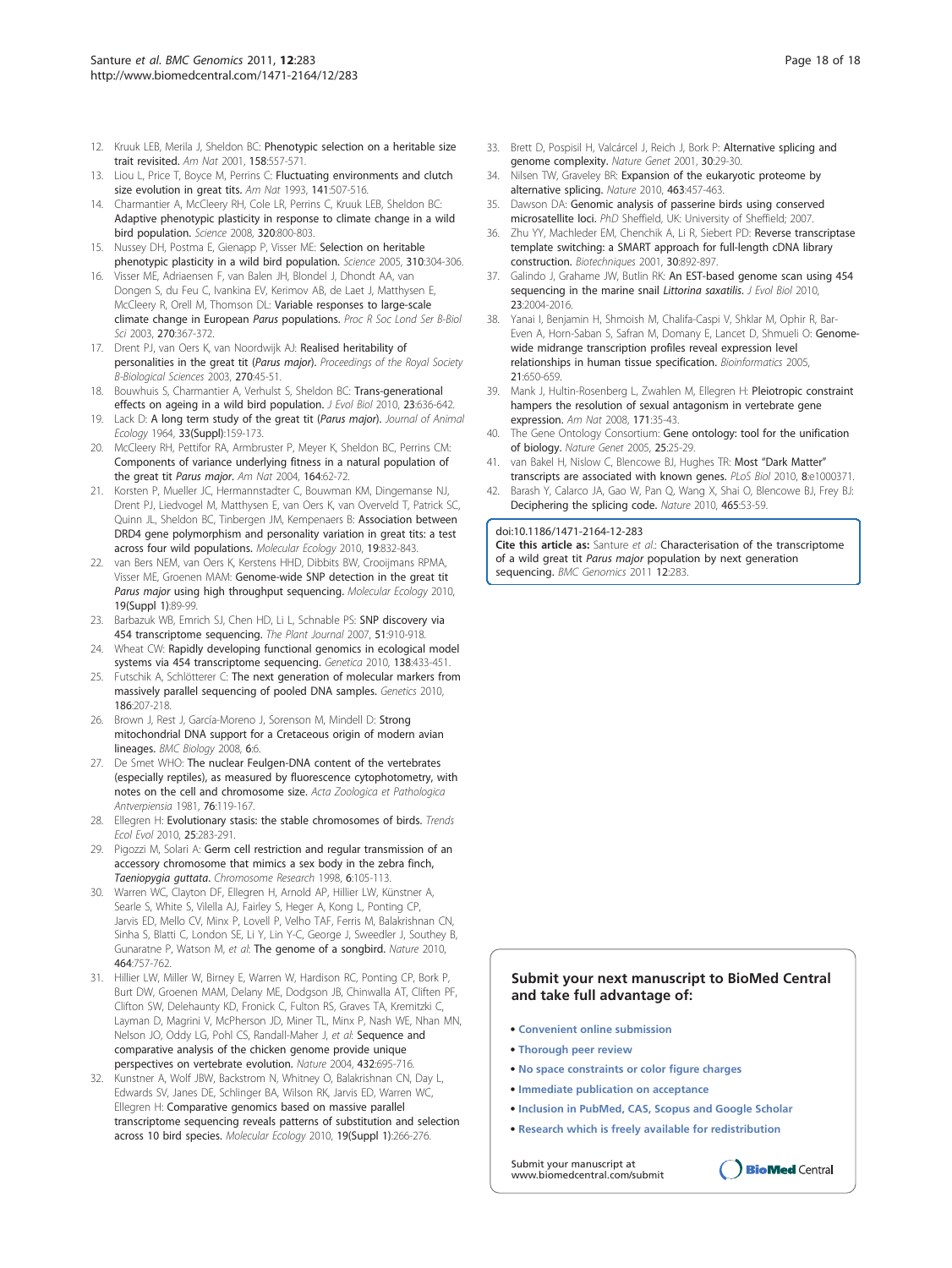12. Kruuk LEB, Merila J, Sheldon BC: **Phenotypic selection on a heritable size trait revisited.** *Am Nat* 2001, **158**:557-571.
13. Liou L, Price T, Boyce M, Perrins C: **Fluctuating environments and clutch size evolution in great tits.** *Am Nat* 1993, **141**:507-516.
14. Charmantier A, McCleery RH, Cole LR, Perrins C, Kruuk LEB, Sheldon BC: **Adaptive phenotypic plasticity in response to climate change in a wild bird population.** *Science* 2008, **320**:800-803.
15. Nussey DH, Postma E, Gienapp P, Visser ME: **Selection on heritable phenotypic plasticity in a wild bird population.** *Science* 2005, **310**:304-306.
16. Visser ME, Adriaensen F, van Balen JH, Blondel J, Dhondt AA, van Dongen S, du Feu C, Ivankina EV, Kerimov AB, de Laet J, Matthysen E, McCleery R, Orell M, Thomson DL: **Variable responses to large-scale climate change in European *Parus* populations.** *Proc R Soc Lond Ser B-Biol Sci* 2003, **270**:367-372.
17. Drent PJ, van Oers K, van Noordwijk AJ: **Realised heritability of personalities in the great tit (*Parus major*).** *Proceedings of the Royal Society B-Biological Sciences* 2003, **270**:45-51.
18. Bouwhuis S, Charmantier A, Verhulst S, Sheldon BC: **Trans-generational effects on ageing in a wild bird population.** *J Evol Biol* 2010, **23**:636-642.
19. Lack D: **A long term study of the great tit (*Parus major*).** *Journal of Animal Ecology* 1964, **33(Suppl)**:159-173.
20. McCleery RH, Pettifor RA, Armbruster P, Meyer K, Sheldon BC, Perrins CM: **Components of variance underlying fitness in a natural population of the great tit *Parus major*.** *Am Nat* 2004, **164**:62-72.
21. Korsten P, Mueller JC, Hermannstadter C, Bouwman KM, Dingemanse NJ, Drent PJ, Liedvogel M, Matthysen E, van Oers K, van Overveld T, Patrick SC, Quinn JL, Sheldon BC, Tinbergen JM, Kempenaers B: **Association between DRD4 gene polymorphism and personality variation in great tits: a test across four wild populations.** *Molecular Ecology* 2010, **19**:832-843.
22. van Bers NEM, van Oers K, Kerstens HHD, Dibbits BW, Crooijmans RPMA, Visser ME, Groenen MAM: **Genome-wide SNP detection in the great tit *Parus major* using high throughput sequencing.** *Molecular Ecology* 2010, **19(Suppl 1)**:89-99.
23. Barbazuk WB, Emrich SJ, Chen HD, Li L, Schnable PS: **SNP discovery via 454 transcriptome sequencing.** *The Plant Journal* 2007, **51**:910-918.
24. Wheat CW: **Rapidly developing functional genomics in ecological model systems via 454 transcriptome sequencing.** *Genetica* 2010, **138**:433-451.
25. Futschik A, Schlötterer C: **The next generation of molecular markers from massively parallel sequencing of pooled DNA samples.** *Genetics* 2010, **186**:207-218.
26. Brown J, Rest J, García-Moreno J, Sorenson M, Mindell D: **Strong mitochondrial DNA support for a Cretaceous origin of modern avian lineages.** *BMC Biology* 2008, **6**:6.
27. De Smet WHO: **The nuclear Feulgen-DNA content of the vertebrates (especially reptiles), as measured by fluorescence cytophotometry, with notes on the cell and chromosome size.** *Acta Zoologica et Pathologica Antverpiensia* 1981, **76**:119-167.
28. Ellegren H: **Evolutionary stasis: the stable chromosomes of birds.** *Trends Ecol Evol* 2010, **25**:283-291.
29. Pigozzi M, Solari A: **Germ cell restriction and regular transmission of an accessory chromosome that mimics a sex body in the zebra finch, *Taeniopygia guttata*.** *Chromosome Research* 1998, **6**:105-113.
30. Warren WC, Clayton DF, Ellegren H, Arnold AP, Hillier LW, Künstner A, Searle S, White S, Vilella AJ, Fairley S, Heger A, Kong L, Ponting CP, Jarvis ED, Mello CV, Minx P, Lovell P, Velho TAF, Ferris M, Balakrishnan CN, Sinha S, Blatti C, London SE, Li Y, Lin Y-C, George J, Sweedler J, Southey B, Gunaratne P, Watson M, *et al*: **The genome of a songbird.** *Nature* 2010, **464**:757-762.
31. Hillier LW, Miller W, Birney E, Warren W, Hardison RC, Ponting CP, Bork P, Burt DW, Groenen MAM, Delany ME, Dodgson JB, Chinwalla AT, Cliften PF, Clifton SW, Delehaunty KD, Fronick C, Fulton RS, Graves TA, Kremitzki C, Layman D, Magrini V, McPherson JD, Miner TL, Minx P, Nash WE, Nhan MN, Nelson JO, Oddy LG, Pohl CS, Randall-Maher J, *et al*: **Sequence and comparative analysis of the chicken genome provide unique perspectives on vertebrate evolution.** *Nature* 2004, **432**:695-716.
32. Kunstner A, Wolf JBW, Backstrom N, Whitney O, Balakrishnan CN, Day L, Edwards SV, Janes DE, Schlinger BA, Wilson RK, Jarvis ED, Warren WC, Ellegren H: **Comparative genomics based on massive parallel transcriptome sequencing reveals patterns of substitution and selection across 10 bird species.** *Molecular Ecology* 2010, **19(Suppl 1)**:266-276.
33. Brett D, Pospisil H, Valcárcel J, Reich J, Bork P: **Alternative splicing and genome complexity.** *Nature Genet* 2001, **30**:29-30.
34. Nilsen TW, Graveley BR: **Expansion of the eukaryotic proteome by alternative splicing.** *Nature* 2010, **463**:457-463.
35. Dawson DA: **Genomic analysis of passerine birds using conserved microsatellite loci.** *PhD* Sheffield, UK: University of Sheffield; 2007.
36. Zhu YY, Machleder EM, Chenchik A, Li R, Siebert PD: **Reverse transcriptase template switching: a SMART approach for full-length cDNA library construction.** *Biotechniques* 2001, **30**:892-897.
37. Galindo J, Grahame JW, Butlin RK: **An EST-based genome scan using 454 sequencing in the marine snail *Littorina saxatilis*.** *J Evol Biol* 2010, **23**:2004-2016.
38. Yanai I, Benjamin H, Shmoish M, Chalifa-Caspi V, Shklar M, Ophir R, Bar-Even A, Horn-Saban S, Safran M, Domany E, Lancet D, Shmueli O: **Genome-wide midrange transcription profiles reveal expression level relationships in human tissue specification.** *Bioinformatics* 2005, **21**:650-659.
39. Mank J, Hultin-Rosenberg L, Zwahlen M, Ellegren H: **Pleiotropic constraint hampers the resolution of sexual antagonism in vertebrate gene expression.** *Am Nat* 2008, **171**:35-43.
40. The Gene Ontology Consortium: **Gene ontology: tool for the unification of biology.** *Nature Genet* 2005, **25**:25-29.
41. van Bakel H, Nislow C, Blencowe BJ, Hughes TR: **Most "Dark Matter" transcripts are associated with known genes.** *PLoS Biol* 2010, **8**:e1000371.
42. Barash Y, Calarco JA, Gao W, Pan Q, Wang X, Shai O, Blencowe BJ, Frey BJ: **Deciphering the splicing code.** *Nature* 2010, **465**:53-59.

doi:10.1186/1471-2164-12-283

**Cite this article as:** Santure *et al.*: Characterisation of the transcriptome of a wild great tit *Parus major* population by next generation sequencing. *BMC Genomics* 2011 **12**:283.

**Submit your next manuscript to BioMed Central and take full advantage of:**

- **Convenient online submission**
- **Thorough peer review**
- **No space constraints or color figure charges**
- **Immediate publication on acceptance**
- **Inclusion in PubMed, CAS, Scopus and Google Scholar**
- **Research which is freely available for redistribution**

Submit your manuscript at
www.biomedcentral.com/submit

BioMed Central